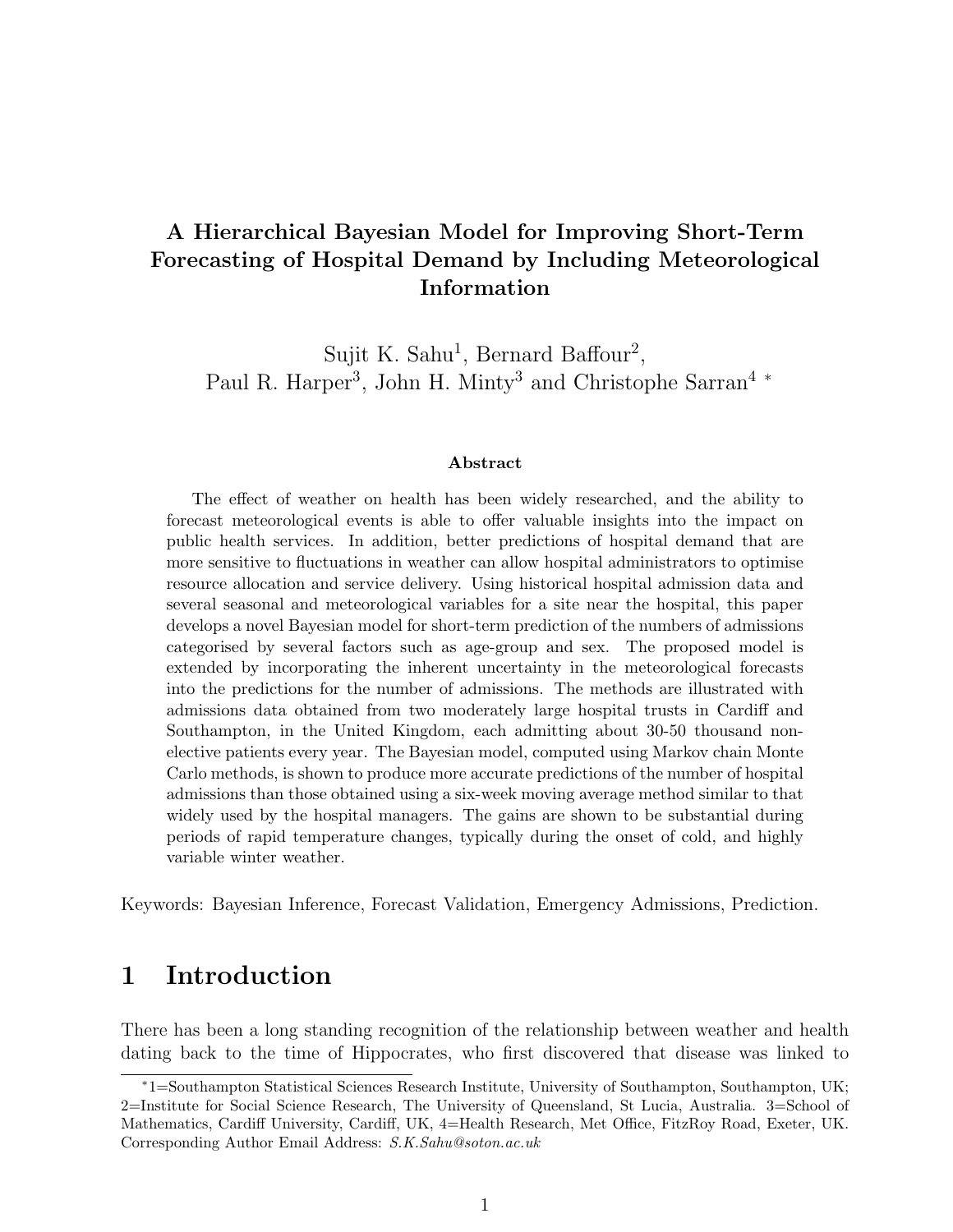# A Hierarchical Bayesian Model for Improving Short-Term Forecasting of Hospital Demand by Including Meteorological Information

Sujit K. Sahu[1], Bernard Baffour[2],
Paul R. Harper[3], John H. Minty[3] and Christophe Sarran[4] *

### Abstract

The effect of weather on health has been widely researched, and the ability to forecast meteorological events is able to offer valuable insights into the impact on public health services. In addition, better predictions of hospital demand that are more sensitive to fluctuations in weather can allow hospital administrators to optimise resource allocation and service delivery. Using historical hospital admission data and several seasonal and meteorological variables for a site near the hospital, this paper develops a novel Bayesian model for short-term prediction of the numbers of admissions categorised by several factors such as age-group and sex. The proposed model is extended by incorporating the inherent uncertainty in the meteorological forecasts into the predictions for the number of admissions. The methods are illustrated with admissions data obtained from two moderately large hospital trusts in Cardiff and Southampton, in the United Kingdom, each admitting about 30-50 thousand non-elective patients every year. The Bayesian model, computed using Markov chain Monte Carlo methods, is shown to produce more accurate predictions of the number of hospital admissions than those obtained using a six-week moving average method similar to that widely used by the hospital managers. The gains are shown to be substantial during periods of rapid temperature changes, typically during the onset of cold, and highly variable winter weather.

Keywords: Bayesian Inference, Forecast Validation, Emergency Admissions, Prediction.

## 1 Introduction

There has been a long standing recognition of the relationship between weather and health dating back to the time of Hippocrates, who first discovered that disease was linked to

*1=Southampton Statistical Sciences Research Institute, University of Southampton, Southampton, UK; 2=Institute for Social Science Research, The University of Queensland, St Lucia, Australia. 3=School of Mathematics, Cardiff University, Cardiff, UK, 4=Health Research, Met Office, FitzRoy Road, Exeter, UK. Corresponding Author Email Address: *S.K.Sahu@soton.ac.uk*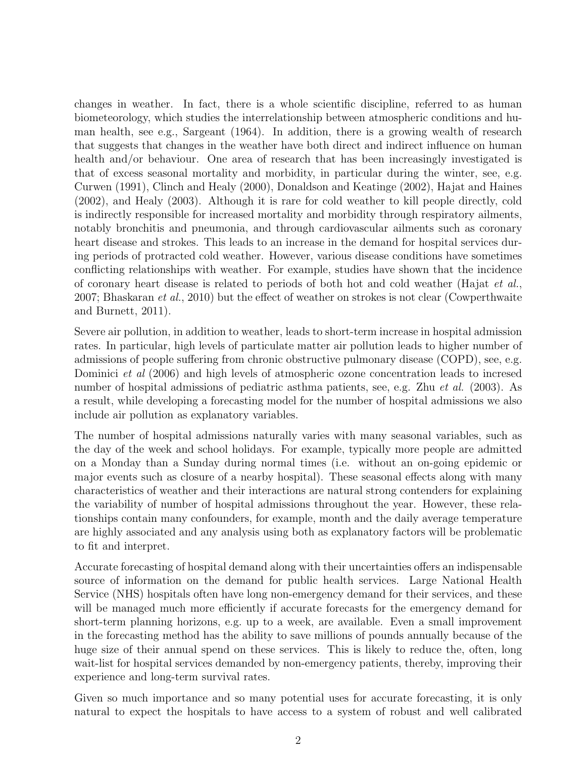changes in weather. In fact, there is a whole scientific discipline, referred to as human biometeorology, which studies the interrelationship between atmospheric conditions and human health, see e.g., Sargeant (1964). In addition, there is a growing wealth of research that suggests that changes in the weather have both direct and indirect influence on human health and/or behaviour. One area of research that has been increasingly investigated is that of excess seasonal mortality and morbidity, in particular during the winter, see, e.g. Curwen (1991), Clinch and Healy (2000), Donaldson and Keatinge (2002), Hajat and Haines (2002), and Healy (2003). Although it is rare for cold weather to kill people directly, cold is indirectly responsible for increased mortality and morbidity through respiratory ailments, notably bronchitis and pneumonia, and through cardiovascular ailments such as coronary heart disease and strokes. This leads to an increase in the demand for hospital services during periods of protracted cold weather. However, various disease conditions have sometimes conflicting relationships with weather. For example, studies have shown that the incidence of coronary heart disease is related to periods of both hot and cold weather (Hajat *et al.*, 2007; Bhaskaran *et al.*, 2010) but the effect of weather on strokes is not clear (Cowperthwaite and Burnett, 2011).

Severe air pollution, in addition to weather, leads to short-term increase in hospital admission rates. In particular, high levels of particulate matter air pollution leads to higher number of admissions of people suffering from chronic obstructive pulmonary disease (COPD), see, e.g. Dominici *et al* (2006) and high levels of atmospheric ozone concentration leads to incresed number of hospital admissions of pediatric asthma patients, see, e.g. Zhu *et al.* (2003). As a result, while developing a forecasting model for the number of hospital admissions we also include air pollution as explanatory variables.

The number of hospital admissions naturally varies with many seasonal variables, such as the day of the week and school holidays. For example, typically more people are admitted on a Monday than a Sunday during normal times (i.e. without an on-going epidemic or major events such as closure of a nearby hospital). These seasonal effects along with many characteristics of weather and their interactions are natural strong contenders for explaining the variability of number of hospital admissions throughout the year. However, these relationships contain many confounders, for example, month and the daily average temperature are highly associated and any analysis using both as explanatory factors will be problematic to fit and interpret.

Accurate forecasting of hospital demand along with their uncertainties offers an indispensable source of information on the demand for public health services. Large National Health Service (NHS) hospitals often have long non-emergency demand for their services, and these will be managed much more efficiently if accurate forecasts for the emergency demand for short-term planning horizons, e.g. up to a week, are available. Even a small improvement in the forecasting method has the ability to save millions of pounds annually because of the huge size of their annual spend on these services. This is likely to reduce the, often, long wait-list for hospital services demanded by non-emergency patients, thereby, improving their experience and long-term survival rates.

Given so much importance and so many potential uses for accurate forecasting, it is only natural to expect the hospitals to have access to a system of robust and well calibrated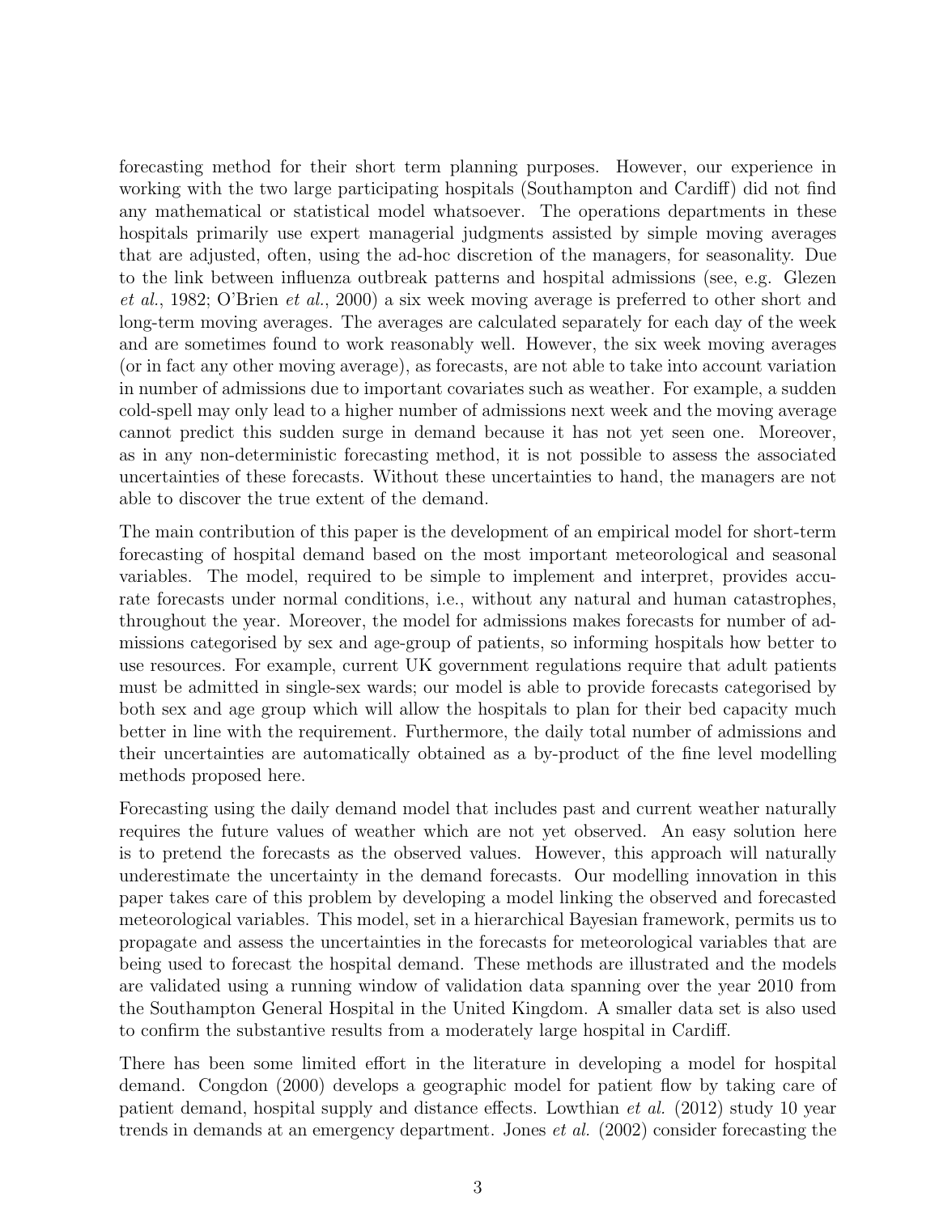forecasting method for their short term planning purposes. However, our experience in working with the two large participating hospitals (Southampton and Cardiff) did not find any mathematical or statistical model whatsoever. The operations departments in these hospitals primarily use expert managerial judgments assisted by simple moving averages that are adjusted, often, using the ad-hoc discretion of the managers, for seasonality. Due to the link between influenza outbreak patterns and hospital admissions (see, e.g. Glezen *et al.*, 1982; O'Brien *et al.*, 2000) a six week moving average is preferred to other short and long-term moving averages. The averages are calculated separately for each day of the week and are sometimes found to work reasonably well. However, the six week moving averages (or in fact any other moving average), as forecasts, are not able to take into account variation in number of admissions due to important covariates such as weather. For example, a sudden cold-spell may only lead to a higher number of admissions next week and the moving average cannot predict this sudden surge in demand because it has not yet seen one. Moreover, as in any non-deterministic forecasting method, it is not possible to assess the associated uncertainties of these forecasts. Without these uncertainties to hand, the managers are not able to discover the true extent of the demand.

The main contribution of this paper is the development of an empirical model for short-term forecasting of hospital demand based on the most important meteorological and seasonal variables. The model, required to be simple to implement and interpret, provides accurate forecasts under normal conditions, i.e., without any natural and human catastrophes, throughout the year. Moreover, the model for admissions makes forecasts for number of admissions categorised by sex and age-group of patients, so informing hospitals how better to use resources. For example, current UK government regulations require that adult patients must be admitted in single-sex wards; our model is able to provide forecasts categorised by both sex and age group which will allow the hospitals to plan for their bed capacity much better in line with the requirement. Furthermore, the daily total number of admissions and their uncertainties are automatically obtained as a by-product of the fine level modelling methods proposed here.

Forecasting using the daily demand model that includes past and current weather naturally requires the future values of weather which are not yet observed. An easy solution here is to pretend the forecasts as the observed values. However, this approach will naturally underestimate the uncertainty in the demand forecasts. Our modelling innovation in this paper takes care of this problem by developing a model linking the observed and forecasted meteorological variables. This model, set in a hierarchical Bayesian framework, permits us to propagate and assess the uncertainties in the forecasts for meteorological variables that are being used to forecast the hospital demand. These methods are illustrated and the models are validated using a running window of validation data spanning over the year 2010 from the Southampton General Hospital in the United Kingdom. A smaller data set is also used to confirm the substantive results from a moderately large hospital in Cardiff.

There has been some limited effort in the literature in developing a model for hospital demand. Congdon (2000) develops a geographic model for patient flow by taking care of patient demand, hospital supply and distance effects. Lowthian *et al.* (2012) study 10 year trends in demands at an emergency department. Jones *et al.* (2002) consider forecasting the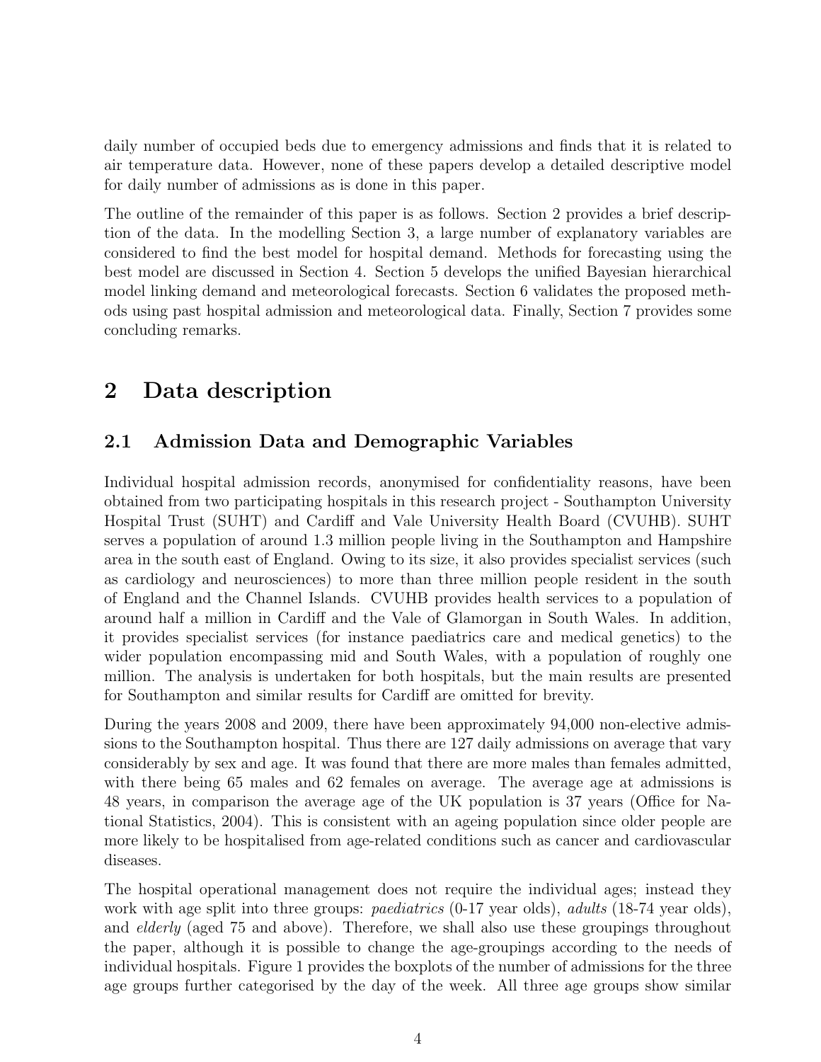daily number of occupied beds due to emergency admissions and finds that it is related to air temperature data. However, none of these papers develop a detailed descriptive model for daily number of admissions as is done in this paper.

The outline of the remainder of this paper is as follows. Section 2 provides a brief description of the data. In the modelling Section 3, a large number of explanatory variables are considered to find the best model for hospital demand. Methods for forecasting using the best model are discussed in Section 4. Section 5 develops the unified Bayesian hierarchical model linking demand and meteorological forecasts. Section 6 validates the proposed methods using past hospital admission and meteorological data. Finally, Section 7 provides some concluding remarks.

# 2 Data description

## 2.1 Admission Data and Demographic Variables

Individual hospital admission records, anonymised for confidentiality reasons, have been obtained from two participating hospitals in this research project - Southampton University Hospital Trust (SUHT) and Cardiff and Vale University Health Board (CVUHB). SUHT serves a population of around 1.3 million people living in the Southampton and Hampshire area in the south east of England. Owing to its size, it also provides specialist services (such as cardiology and neurosciences) to more than three million people resident in the south of England and the Channel Islands. CVUHB provides health services to a population of around half a million in Cardiff and the Vale of Glamorgan in South Wales. In addition, it provides specialist services (for instance paediatrics care and medical genetics) to the wider population encompassing mid and South Wales, with a population of roughly one million. The analysis is undertaken for both hospitals, but the main results are presented for Southampton and similar results for Cardiff are omitted for brevity.

During the years 2008 and 2009, there have been approximately 94,000 non-elective admissions to the Southampton hospital. Thus there are 127 daily admissions on average that vary considerably by sex and age. It was found that there are more males than females admitted, with there being 65 males and 62 females on average. The average age at admissions is 48 years, in comparison the average age of the UK population is 37 years (Office for National Statistics, 2004). This is consistent with an ageing population since older people are more likely to be hospitalised from age-related conditions such as cancer and cardiovascular diseases.

The hospital operational management does not require the individual ages; instead they work with age split into three groups: *paediatrics* (0-17 year olds), *adults* (18-74 year olds), and *elderly* (aged 75 and above). Therefore, we shall also use these groupings throughout the paper, although it is possible to change the age-groupings according to the needs of individual hospitals. Figure 1 provides the boxplots of the number of admissions for the three age groups further categorised by the day of the week. All three age groups show similar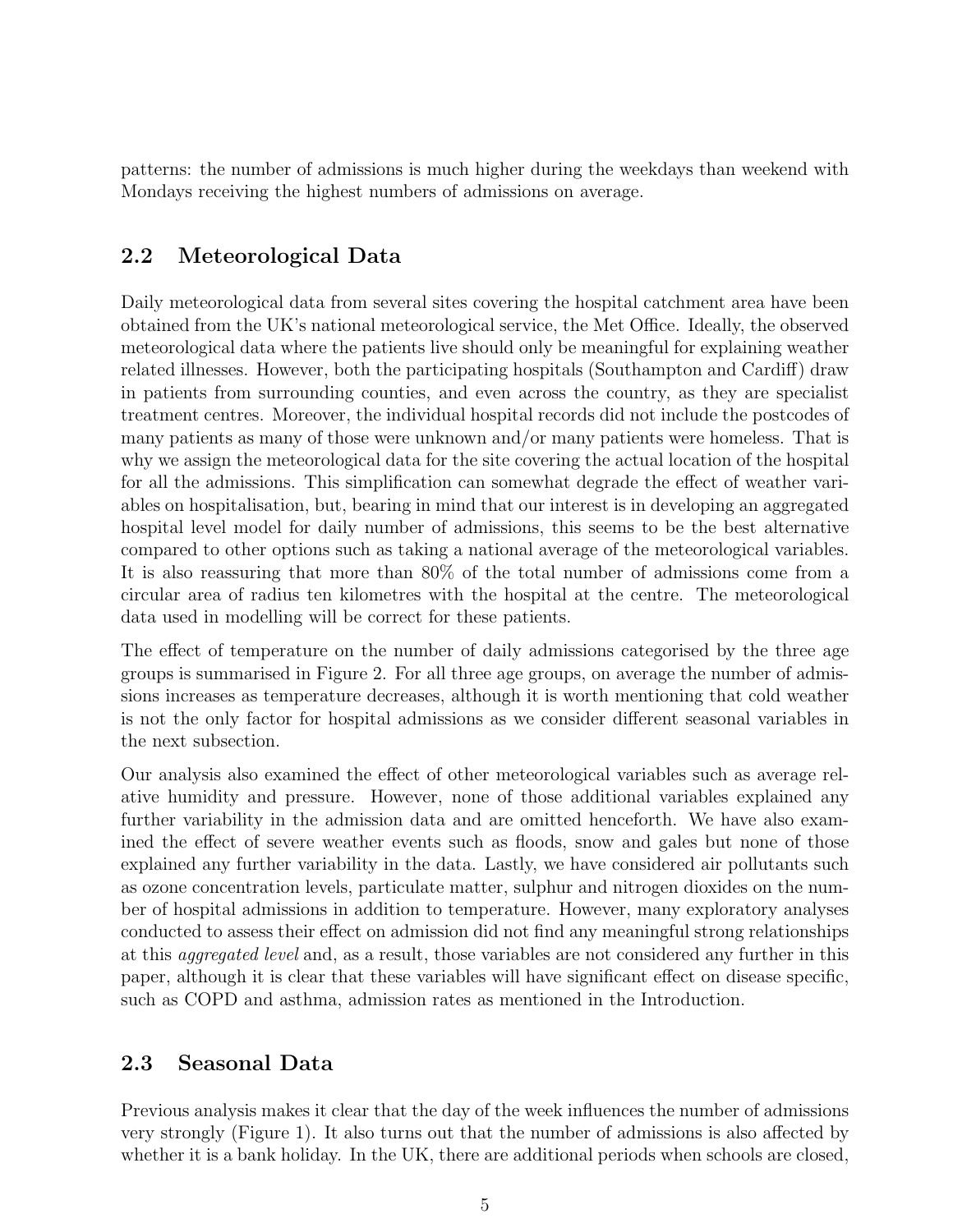patterns: the number of admissions is much higher during the weekdays than weekend with Mondays receiving the highest numbers of admissions on average.

## 2.2 Meteorological Data

Daily meteorological data from several sites covering the hospital catchment area have been obtained from the UK's national meteorological service, the Met Office. Ideally, the observed meteorological data where the patients live should only be meaningful for explaining weather related illnesses. However, both the participating hospitals (Southampton and Cardiff) draw in patients from surrounding counties, and even across the country, as they are specialist treatment centres. Moreover, the individual hospital records did not include the postcodes of many patients as many of those were unknown and/or many patients were homeless. That is why we assign the meteorological data for the site covering the actual location of the hospital for all the admissions. This simplification can somewhat degrade the effect of weather variables on hospitalisation, but, bearing in mind that our interest is in developing an aggregated hospital level model for daily number of admissions, this seems to be the best alternative compared to other options such as taking a national average of the meteorological variables. It is also reassuring that more than 80% of the total number of admissions come from a circular area of radius ten kilometres with the hospital at the centre. The meteorological data used in modelling will be correct for these patients.

The effect of temperature on the number of daily admissions categorised by the three age groups is summarised in Figure 2. For all three age groups, on average the number of admissions increases as temperature decreases, although it is worth mentioning that cold weather is not the only factor for hospital admissions as we consider different seasonal variables in the next subsection.

Our analysis also examined the effect of other meteorological variables such as average relative humidity and pressure. However, none of those additional variables explained any further variability in the admission data and are omitted henceforth. We have also examined the effect of severe weather events such as floods, snow and gales but none of those explained any further variability in the data. Lastly, we have considered air pollutants such as ozone concentration levels, particulate matter, sulphur and nitrogen dioxides on the number of hospital admissions in addition to temperature. However, many exploratory analyses conducted to assess their effect on admission did not find any meaningful strong relationships at this *aggregated level* and, as a result, those variables are not considered any further in this paper, although it is clear that these variables will have significant effect on disease specific, such as COPD and asthma, admission rates as mentioned in the Introduction.

## 2.3 Seasonal Data

Previous analysis makes it clear that the day of the week influences the number of admissions very strongly (Figure 1). It also turns out that the number of admissions is also affected by whether it is a bank holiday. In the UK, there are additional periods when schools are closed,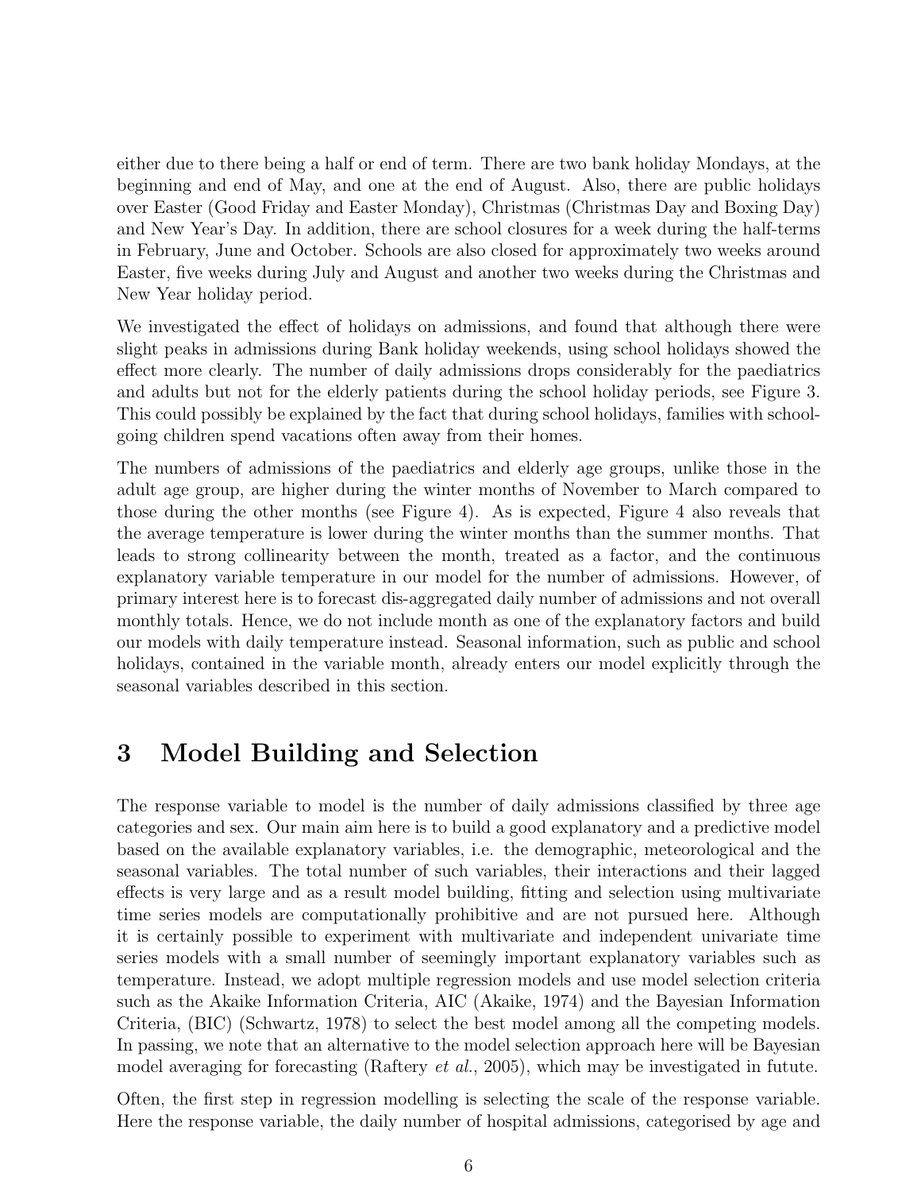either due to there being a half or end of term. There are two bank holiday Mondays, at the beginning and end of May, and one at the end of August. Also, there are public holidays over Easter (Good Friday and Easter Monday), Christmas (Christmas Day and Boxing Day) and New Year's Day. In addition, there are school closures for a week during the half-terms in February, June and October. Schools are also closed for approximately two weeks around Easter, five weeks during July and August and another two weeks during the Christmas and New Year holiday period.

We investigated the effect of holidays on admissions, and found that although there were slight peaks in admissions during Bank holiday weekends, using school holidays showed the effect more clearly. The number of daily admissions drops considerably for the paediatrics and adults but not for the elderly patients during the school holiday periods, see Figure 3. This could possibly be explained by the fact that during school holidays, families with school-going children spend vacations often away from their homes.

The numbers of admissions of the paediatrics and elderly age groups, unlike those in the adult age group, are higher during the winter months of November to March compared to those during the other months (see Figure 4). As is expected, Figure 4 also reveals that the average temperature is lower during the winter months than the summer months. That leads to strong collinearity between the month, treated as a factor, and the continuous explanatory variable temperature in our model for the number of admissions. However, of primary interest here is to forecast dis-aggregated daily number of admissions and not overall monthly totals. Hence, we do not include month as one of the explanatory factors and build our models with daily temperature instead. Seasonal information, such as public and school holidays, contained in the variable month, already enters our model explicitly through the seasonal variables described in this section.

# 3 Model Building and Selection

The response variable to model is the number of daily admissions classified by three age categories and sex. Our main aim here is to build a good explanatory and a predictive model based on the available explanatory variables, i.e. the demographic, meteorological and the seasonal variables. The total number of such variables, their interactions and their lagged effects is very large and as a result model building, fitting and selection using multivariate time series models are computationally prohibitive and are not pursued here. Although it is certainly possible to experiment with multivariate and independent univariate time series models with a small number of seemingly important explanatory variables such as temperature. Instead, we adopt multiple regression models and use model selection criteria such as the Akaike Information Criteria, AIC (Akaike, 1974) and the Bayesian Information Criteria, (BIC) (Schwartz, 1978) to select the best model among all the competing models. In passing, we note that an alternative to the model selection approach here will be Bayesian model averaging for forecasting (Raftery *et al.*, 2005), which may be investigated in futute.

Often, the first step in regression modelling is selecting the scale of the response variable. Here the response variable, the daily number of hospital admissions, categorised by age and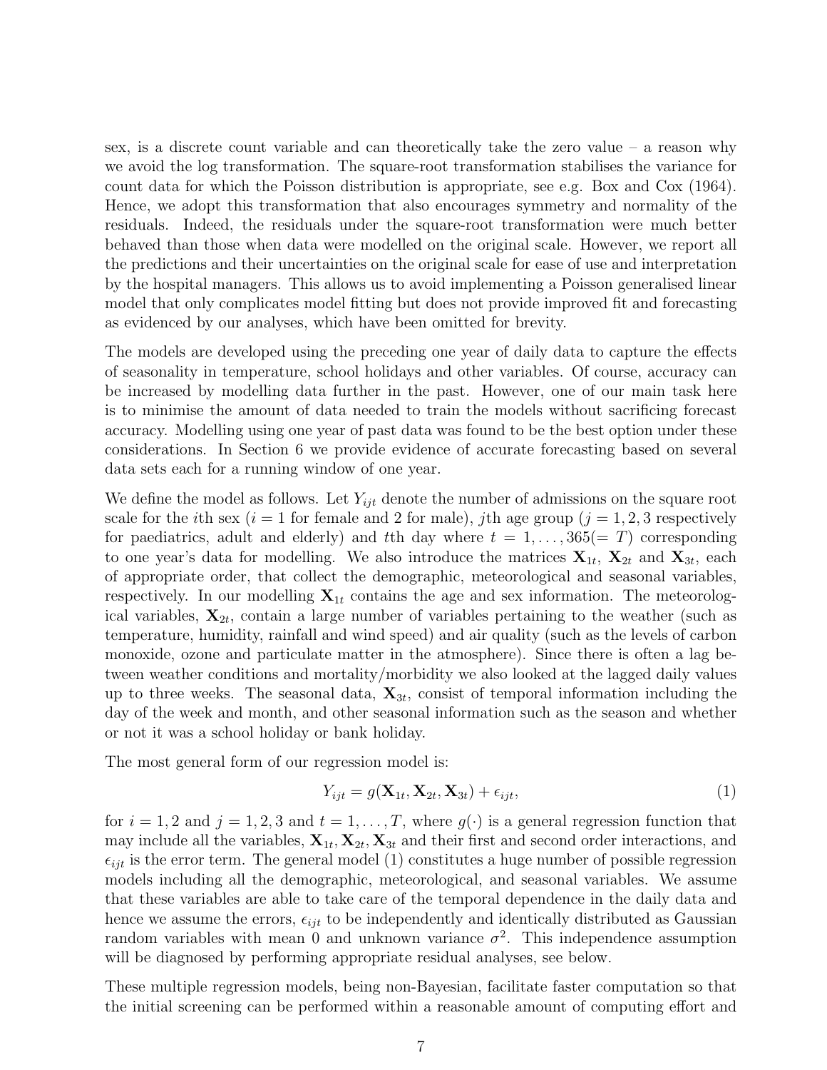sex, is a discrete count variable and can theoretically take the zero value – a reason why we avoid the log transformation. The square-root transformation stabilises the variance for count data for which the Poisson distribution is appropriate, see e.g. Box and Cox (1964). Hence, we adopt this transformation that also encourages symmetry and normality of the residuals. Indeed, the residuals under the square-root transformation were much better behaved than those when data were modelled on the original scale. However, we report all the predictions and their uncertainties on the original scale for ease of use and interpretation by the hospital managers. This allows us to avoid implementing a Poisson generalised linear model that only complicates model fitting but does not provide improved fit and forecasting as evidenced by our analyses, which have been omitted for brevity.

The models are developed using the preceding one year of daily data to capture the effects of seasonality in temperature, school holidays and other variables. Of course, accuracy can be increased by modelling data further in the past. However, one of our main task here is to minimise the amount of data needed to train the models without sacrificing forecast accuracy. Modelling using one year of past data was found to be the best option under these considerations. In Section 6 we provide evidence of accurate forecasting based on several data sets each for a running window of one year.

We define the model as follows. Let $Y_{ijt}$ denote the number of admissions on the square root scale for the $i$th sex ($i = 1$ for female and 2 for male), $j$th age group ($j = 1, 2, 3$ respectively for paediatrics, adult and elderly) and $t$th day where $t = 1, \ldots, 365 (= T)$ corresponding to one year's data for modelling. We also introduce the matrices $\mathbf{X}_{1t}$, $\mathbf{X}_{2t}$ and $\mathbf{X}_{3t}$, each of appropriate order, that collect the demographic, meteorological and seasonal variables, respectively. In our modelling $\mathbf{X}_{1t}$ contains the age and sex information. The meteorological variables, $\mathbf{X}_{2t}$, contain a large number of variables pertaining to the weather (such as temperature, humidity, rainfall and wind speed) and air quality (such as the levels of carbon monoxide, ozone and particulate matter in the atmosphere). Since there is often a lag between weather conditions and mortality/morbidity we also looked at the lagged daily values up to three weeks. The seasonal data, $\mathbf{X}_{3t}$, consist of temporal information including the day of the week and month, and other seasonal information such as the season and whether or not it was a school holiday or bank holiday.

The most general form of our regression model is:

$$Y_{ijt} = g(\mathbf{X}_{1t}, \mathbf{X}_{2t}, \mathbf{X}_{3t}) + \epsilon_{ijt}, \tag{1}$$

for $i = 1, 2$ and $j = 1, 2, 3$ and $t = 1, \ldots, T$, where $g(\cdot)$ is a general regression function that may include all the variables, $\mathbf{X}_{1t}, \mathbf{X}_{2t}, \mathbf{X}_{3t}$ and their first and second order interactions, and $\epsilon_{ijt}$ is the error term. The general model (1) constitutes a huge number of possible regression models including all the demographic, meteorological, and seasonal variables. We assume that these variables are able to take care of the temporal dependence in the daily data and hence we assume the errors, $\epsilon_{ijt}$ to be independently and identically distributed as Gaussian random variables with mean 0 and unknown variance $\sigma^2$. This independence assumption will be diagnosed by performing appropriate residual analyses, see below.

These multiple regression models, being non-Bayesian, facilitate faster computation so that the initial screening can be performed within a reasonable amount of computing effort and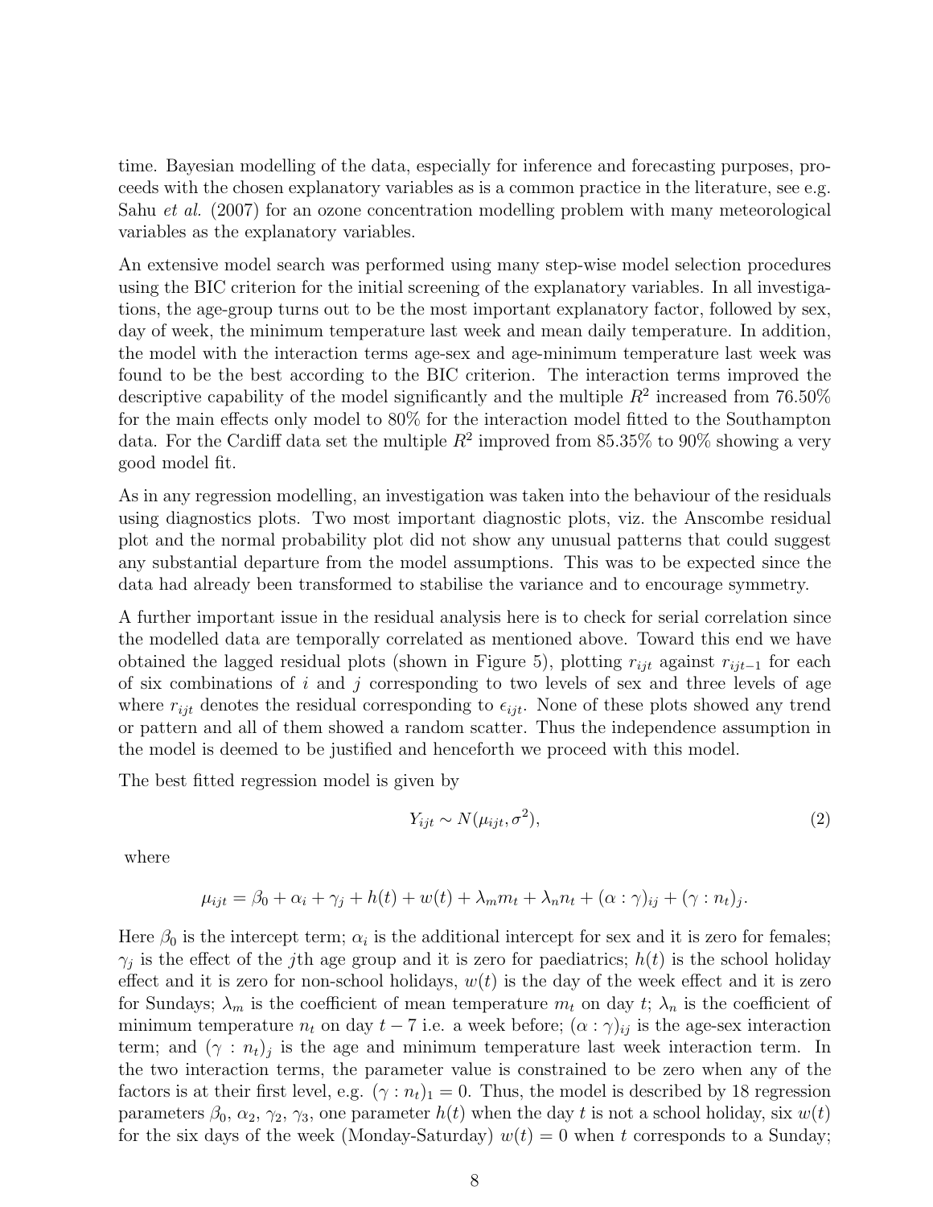time. Bayesian modelling of the data, especially for inference and forecasting purposes, proceeds with the chosen explanatory variables as is a common practice in the literature, see e.g. Sahu *et al.* (2007) for an ozone concentration modelling problem with many meteorological variables as the explanatory variables.

An extensive model search was performed using many step-wise model selection procedures using the BIC criterion for the initial screening of the explanatory variables. In all investigations, the age-group turns out to be the most important explanatory factor, followed by sex, day of week, the minimum temperature last week and mean daily temperature. In addition, the model with the interaction terms age-sex and age-minimum temperature last week was found to be the best according to the BIC criterion. The interaction terms improved the descriptive capability of the model significantly and the multiple $R^2$ increased from 76.50% for the main effects only model to 80% for the interaction model fitted to the Southampton data. For the Cardiff data set the multiple $R^2$ improved from 85.35% to 90% showing a very good model fit.

As in any regression modelling, an investigation was taken into the behaviour of the residuals using diagnostics plots. Two most important diagnostic plots, viz. the Anscombe residual plot and the normal probability plot did not show any unusual patterns that could suggest any substantial departure from the model assumptions. This was to be expected since the data had already been transformed to stabilise the variance and to encourage symmetry.

A further important issue in the residual analysis here is to check for serial correlation since the modelled data are temporally correlated as mentioned above. Toward this end we have obtained the lagged residual plots (shown in Figure 5), plotting $r_{ijt}$ against $r_{ijt-1}$ for each of six combinations of $i$ and $j$ corresponding to two levels of sex and three levels of age where $r_{ijt}$ denotes the residual corresponding to $\epsilon_{ijt}$. None of these plots showed any trend or pattern and all of them showed a random scatter. Thus the independence assumption in the model is deemed to be justified and henceforth we proceed with this model.

The best fitted regression model is given by

$$Y_{ijt} \sim N(\mu_{ijt}, \sigma^2), \tag{2}$$

where

$$\mu_{ijt} = \beta_0 + \alpha_i + \gamma_j + h(t) + w(t) + \lambda_m m_t + \lambda_n n_t + (\alpha : \gamma)_{ij} + (\gamma : n_t)_j.$$

Here $\beta_0$ is the intercept term; $\alpha_i$ is the additional intercept for sex and it is zero for females; $\gamma_j$ is the effect of the $j$th age group and it is zero for paediatrics; $h(t)$ is the school holiday effect and it is zero for non-school holidays, $w(t)$ is the day of the week effect and it is zero for Sundays; $\lambda_m$ is the coefficient of mean temperature $m_t$ on day $t$; $\lambda_n$ is the coefficient of minimum temperature $n_t$ on day $t-7$ i.e. a week before; $(\alpha : \gamma)_{ij}$ is the age-sex interaction term; and $(\gamma : n_t)_j$ is the age and minimum temperature last week interaction term. In the two interaction terms, the parameter value is constrained to be zero when any of the factors is at their first level, e.g. $(\gamma : n_t)_1 = 0$. Thus, the model is described by 18 regression parameters $\beta_0$, $\alpha_2$, $\gamma_2$, $\gamma_3$, one parameter $h(t)$ when the day $t$ is not a school holiday, six $w(t)$ for the six days of the week (Monday-Saturday) $w(t) = 0$ when $t$ corresponds to a Sunday;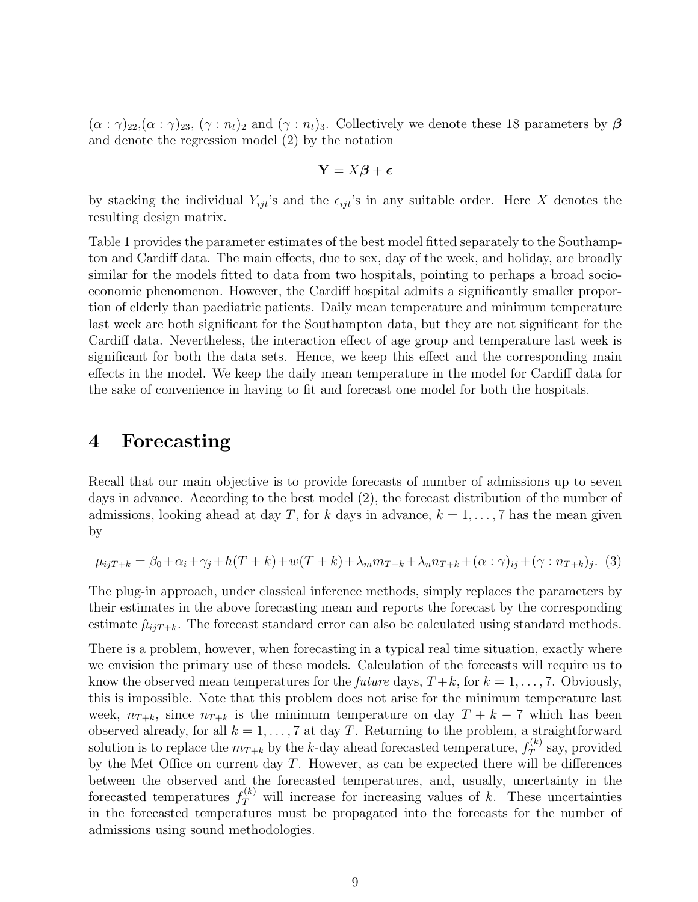$(\alpha : \gamma)_{22}$,$(\alpha : \gamma)_{23}$, $(\gamma : n_t)_2$ and $(\gamma : n_t)_3$. Collectively we denote these 18 parameters by $\boldsymbol{\beta}$ and denote the regression model (2) by the notation

$$\mathbf{Y} = X\boldsymbol{\beta} + \boldsymbol{\epsilon}$$

by stacking the individual $Y_{ijt}$'s and the $\epsilon_{ijt}$'s in any suitable order. Here $X$ denotes the resulting design matrix.

Table 1 provides the parameter estimates of the best model fitted separately to the Southampton and Cardiff data. The main effects, due to sex, day of the week, and holiday, are broadly similar for the models fitted to data from two hospitals, pointing to perhaps a broad socio-economic phenomenon. However, the Cardiff hospital admits a significantly smaller proportion of elderly than paediatric patients. Daily mean temperature and minimum temperature last week are both significant for the Southampton data, but they are not significant for the Cardiff data. Nevertheless, the interaction effect of age group and temperature last week is significant for both the data sets. Hence, we keep this effect and the corresponding main effects in the model. We keep the daily mean temperature in the model for Cardiff data for the sake of convenience in having to fit and forecast one model for both the hospitals.

# 4 Forecasting

Recall that our main objective is to provide forecasts of number of admissions up to seven days in advance. According to the best model (2), the forecast distribution of the number of admissions, looking ahead at day $T$, for $k$ days in advance, $k = 1, \ldots, 7$ has the mean given by

$$\mu_{ijT+k} = \beta_0 + \alpha_i + \gamma_j + h(T+k) + w(T+k) + \lambda_m m_{T+k} + \lambda_n n_{T+k} + (\alpha : \gamma)_{ij} + (\gamma : n_{T+k})_j. \quad (3)$$

The plug-in approach, under classical inference methods, simply replaces the parameters by their estimates in the above forecasting mean and reports the forecast by the corresponding estimate $\hat{\mu}_{ijT+k}$. The forecast standard error can also be calculated using standard methods.

There is a problem, however, when forecasting in a typical real time situation, exactly where we envision the primary use of these models. Calculation of the forecasts will require us to know the observed mean temperatures for the *future* days, $T+k$, for $k = 1, \ldots, 7$. Obviously, this is impossible. Note that this problem does not arise for the minimum temperature last week, $n_{T+k}$, since $n_{T+k}$ is the minimum temperature on day $T + k - 7$ which has been observed already, for all $k = 1, \ldots, 7$ at day $T$. Returning to the problem, a straightforward solution is to replace the $m_{T+k}$ by the $k$-day ahead forecasted temperature, $f_T^{(k)}$ say, provided by the Met Office on current day $T$. However, as can be expected there will be differences between the observed and the forecasted temperatures, and, usually, uncertainty in the forecasted temperatures $f_T^{(k)}$ will increase for increasing values of $k$. These uncertainties in the forecasted temperatures must be propagated into the forecasts for the number of admissions using sound methodologies.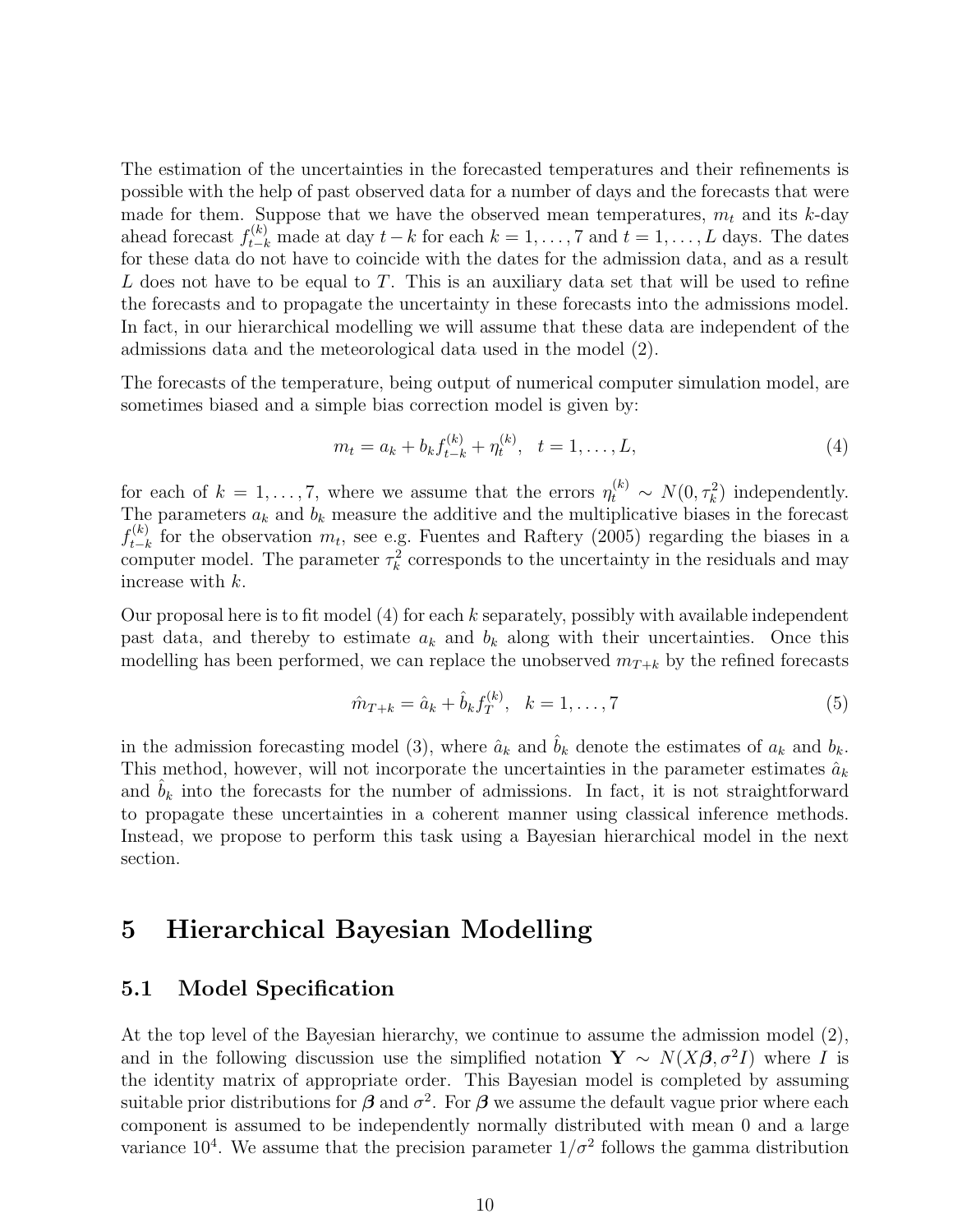The estimation of the uncertainties in the forecasted temperatures and their refinements is possible with the help of past observed data for a number of days and the forecasts that were made for them. Suppose that we have the observed mean temperatures, $m_t$ and its $k$-day ahead forecast $f_{t-k}^{(k)}$ made at day $t-k$ for each $k = 1, \ldots, 7$ and $t = 1, \ldots, L$ days. The dates for these data do not have to coincide with the dates for the admission data, and as a result $L$ does not have to be equal to $T$. This is an auxiliary data set that will be used to refine the forecasts and to propagate the uncertainty in these forecasts into the admissions model. In fact, in our hierarchical modelling we will assume that these data are independent of the admissions data and the meteorological data used in the model (2).

The forecasts of the temperature, being output of numerical computer simulation model, are sometimes biased and a simple bias correction model is given by:

$$m_t = a_k + b_k f_{t-k}^{(k)} + \eta_t^{(k)}, \quad t = 1, \ldots, L, \tag{4}$$

for each of $k = 1, \ldots, 7$, where we assume that the errors $\eta_t^{(k)} \sim N(0, \tau_k^2)$ independently. The parameters $a_k$ and $b_k$ measure the additive and the multiplicative biases in the forecast $f_{t-k}^{(k)}$ for the observation $m_t$, see e.g. Fuentes and Raftery (2005) regarding the biases in a computer model. The parameter $\tau_k^2$ corresponds to the uncertainty in the residuals and may increase with $k$.

Our proposal here is to fit model (4) for each $k$ separately, possibly with available independent past data, and thereby to estimate $a_k$ and $b_k$ along with their uncertainties. Once this modelling has been performed, we can replace the unobserved $m_{T+k}$ by the refined forecasts

$$\hat{m}_{T+k} = \hat{a}_k + \hat{b}_k f_T^{(k)}, \quad k = 1, \ldots, 7 \tag{5}$$

in the admission forecasting model (3), where $\hat{a}_k$ and $\hat{b}_k$ denote the estimates of $a_k$ and $b_k$. This method, however, will not incorporate the uncertainties in the parameter estimates $\hat{a}_k$ and $\hat{b}_k$ into the forecasts for the number of admissions. In fact, it is not straightforward to propagate these uncertainties in a coherent manner using classical inference methods. Instead, we propose to perform this task using a Bayesian hierarchical model in the next section.

# 5 Hierarchical Bayesian Modelling

## 5.1 Model Specification

At the top level of the Bayesian hierarchy, we continue to assume the admission model (2), and in the following discussion use the simplified notation $\mathbf{Y} \sim N(X\boldsymbol{\beta}, \sigma^2 I)$ where $I$ is the identity matrix of appropriate order. This Bayesian model is completed by assuming suitable prior distributions for $\boldsymbol{\beta}$ and $\sigma^2$. For $\boldsymbol{\beta}$ we assume the default vague prior where each component is assumed to be independently normally distributed with mean 0 and a large variance $10^4$. We assume that the precision parameter $1/\sigma^2$ follows the gamma distribution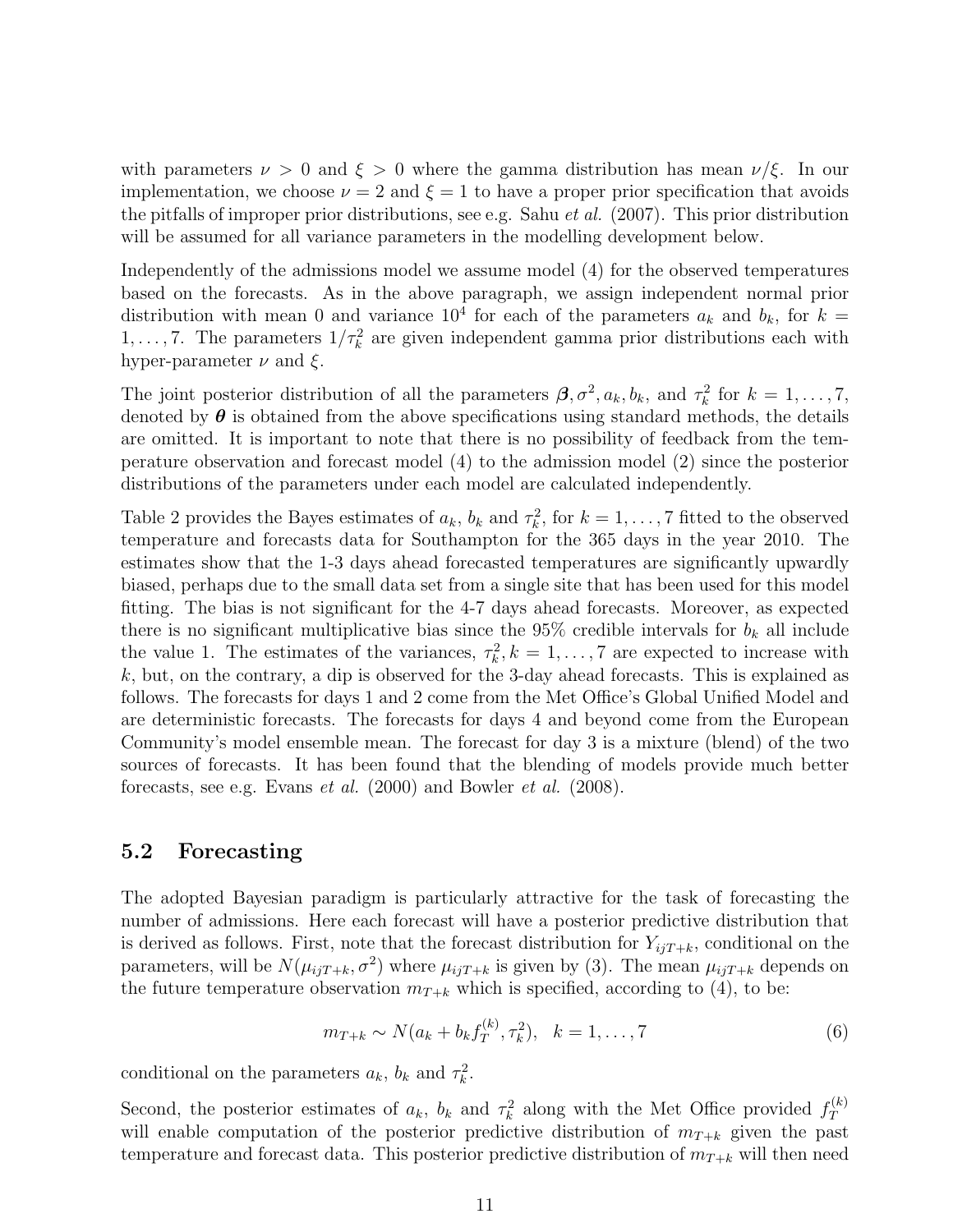with parameters $\nu > 0$ and $\xi > 0$ where the gamma distribution has mean $\nu/\xi$. In our implementation, we choose $\nu = 2$ and $\xi = 1$ to have a proper prior specification that avoids the pitfalls of improper prior distributions, see e.g. Sahu *et al.* (2007). This prior distribution will be assumed for all variance parameters in the modelling development below.

Independently of the admissions model we assume model (4) for the observed temperatures based on the forecasts. As in the above paragraph, we assign independent normal prior distribution with mean 0 and variance $10^4$ for each of the parameters $a_k$ and $b_k$, for $k = 1, \ldots, 7$. The parameters $1/\tau_k^2$ are given independent gamma prior distributions each with hyper-parameter $\nu$ and $\xi$.

The joint posterior distribution of all the parameters $\boldsymbol{\beta}, \sigma^2, a_k, b_k$, and $\tau_k^2$ for $k = 1, \ldots, 7$, denoted by $\boldsymbol{\theta}$ is obtained from the above specifications using standard methods, the details are omitted. It is important to note that there is no possibility of feedback from the temperature observation and forecast model (4) to the admission model (2) since the posterior distributions of the parameters under each model are calculated independently.

Table 2 provides the Bayes estimates of $a_k$, $b_k$ and $\tau_k^2$, for $k = 1, \ldots, 7$ fitted to the observed temperature and forecasts data for Southampton for the 365 days in the year 2010. The estimates show that the 1-3 days ahead forecasted temperatures are significantly upwardly biased, perhaps due to the small data set from a single site that has been used for this model fitting. The bias is not significant for the 4-7 days ahead forecasts. Moreover, as expected there is no significant multiplicative bias since the 95% credible intervals for $b_k$ all include the value 1. The estimates of the variances, $\tau_k^2, k = 1, \ldots, 7$ are expected to increase with $k$, but, on the contrary, a dip is observed for the 3-day ahead forecasts. This is explained as follows. The forecasts for days 1 and 2 come from the Met Office's Global Unified Model and are deterministic forecasts. The forecasts for days 4 and beyond come from the European Community's model ensemble mean. The forecast for day 3 is a mixture (blend) of the two sources of forecasts. It has been found that the blending of models provide much better forecasts, see e.g. Evans *et al.* (2000) and Bowler *et al.* (2008).

## 5.2 Forecasting

The adopted Bayesian paradigm is particularly attractive for the task of forecasting the number of admissions. Here each forecast will have a posterior predictive distribution that is derived as follows. First, note that the forecast distribution for $Y_{ijT+k}$, conditional on the parameters, will be $N(\mu_{ijT+k}, \sigma^2)$ where $\mu_{ijT+k}$ is given by (3). The mean $\mu_{ijT+k}$ depends on the future temperature observation $m_{T+k}$ which is specified, according to (4), to be:

$$m_{T+k} \sim N(a_k + b_k f_T^{(k)}, \tau_k^2), \quad k = 1, \ldots, 7 \tag{6}$$

conditional on the parameters $a_k$, $b_k$ and $\tau_k^2$.

Second, the posterior estimates of $a_k$, $b_k$ and $\tau_k^2$ along with the Met Office provided $f_T^{(k)}$ will enable computation of the posterior predictive distribution of $m_{T+k}$ given the past temperature and forecast data. This posterior predictive distribution of $m_{T+k}$ will then need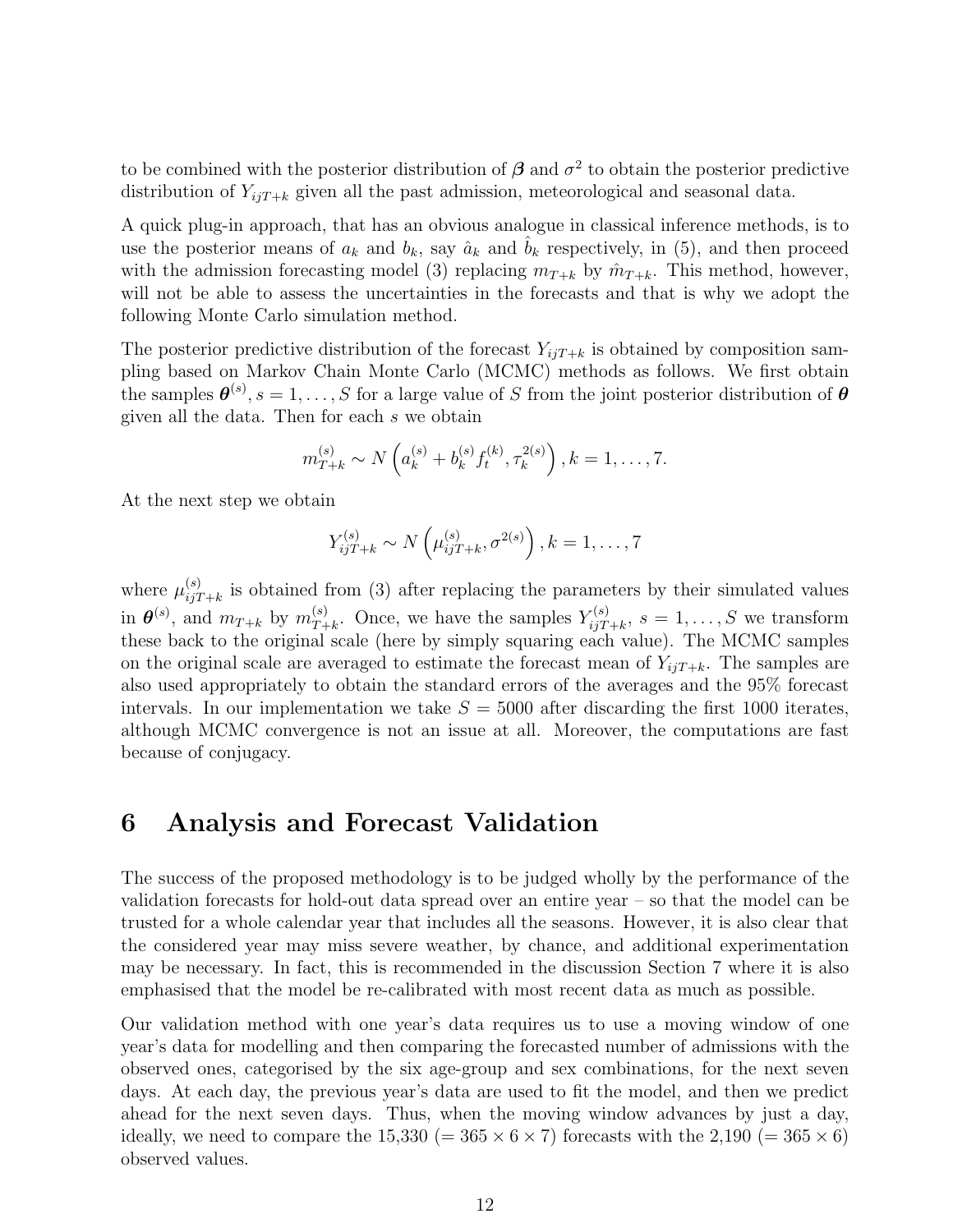to be combined with the posterior distribution of $\boldsymbol{\beta}$ and $\sigma^2$ to obtain the posterior predictive distribution of $Y_{ijT+k}$ given all the past admission, meteorological and seasonal data.

A quick plug-in approach, that has an obvious analogue in classical inference methods, is to use the posterior means of $a_k$ and $b_k$, say $\hat{a}_k$ and $\hat{b}_k$ respectively, in (5), and then proceed with the admission forecasting model (3) replacing $m_{T+k}$ by $\hat{m}_{T+k}$. This method, however, will not be able to assess the uncertainties in the forecasts and that is why we adopt the following Monte Carlo simulation method.

The posterior predictive distribution of the forecast $Y_{ijT+k}$ is obtained by composition sampling based on Markov Chain Monte Carlo (MCMC) methods as follows. We first obtain the samples $\boldsymbol{\theta}^{(s)}, s = 1, \ldots, S$ for a large value of $S$ from the joint posterior distribution of $\boldsymbol{\theta}$ given all the data. Then for each $s$ we obtain

$$m_{T+k}^{(s)} \sim N\left(a_k^{(s)} + b_k^{(s)} f_t^{(k)}, \tau_k^{2(s)}\right), k = 1, \ldots, 7.$$

At the next step we obtain

$$Y_{ijT+k}^{(s)} \sim N\left(\mu_{ijT+k}^{(s)}, \sigma^{2(s)}\right), k = 1, \ldots, 7$$

where $\mu_{ijT+k}^{(s)}$ is obtained from (3) after replacing the parameters by their simulated values in $\boldsymbol{\theta}^{(s)}$, and $m_{T+k}$ by $m_{T+k}^{(s)}$. Once, we have the samples $Y_{ijT+k}^{(s)}$, $s = 1, \ldots, S$ we transform these back to the original scale (here by simply squaring each value). The MCMC samples on the original scale are averaged to estimate the forecast mean of $Y_{ijT+k}$. The samples are also used appropriately to obtain the standard errors of the averages and the 95% forecast intervals. In our implementation we take $S = 5000$ after discarding the first 1000 iterates, although MCMC convergence is not an issue at all. Moreover, the computations are fast because of conjugacy.

# 6 Analysis and Forecast Validation

The success of the proposed methodology is to be judged wholly by the performance of the validation forecasts for hold-out data spread over an entire year – so that the model can be trusted for a whole calendar year that includes all the seasons. However, it is also clear that the considered year may miss severe weather, by chance, and additional experimentation may be necessary. In fact, this is recommended in the discussion Section 7 where it is also emphasised that the model be re-calibrated with most recent data as much as possible.

Our validation method with one year's data requires us to use a moving window of one year's data for modelling and then comparing the forecasted number of admissions with the observed ones, categorised by the six age-group and sex combinations, for the next seven days. At each day, the previous year's data are used to fit the model, and then we predict ahead for the next seven days. Thus, when the moving window advances by just a day, ideally, we need to compare the 15,330 (= 365 × 6 × 7) forecasts with the 2,190 (= 365 × 6) observed values.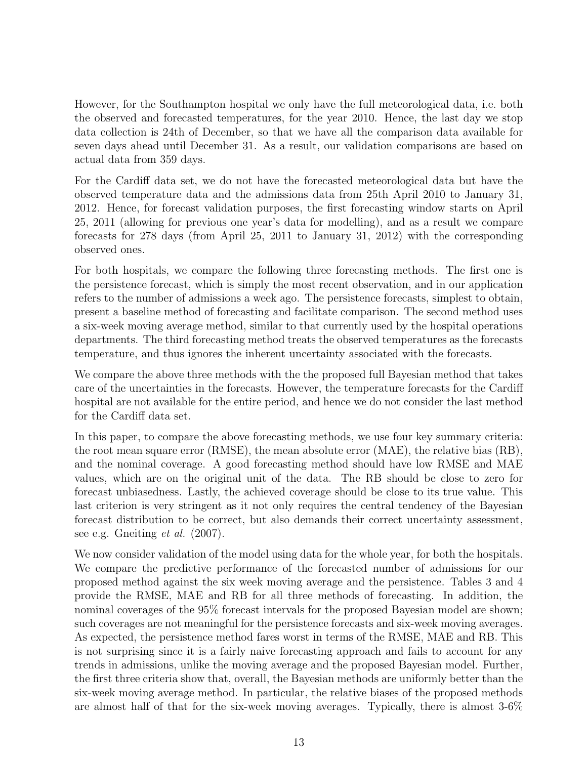However, for the Southampton hospital we only have the full meteorological data, i.e. both the observed and forecasted temperatures, for the year 2010. Hence, the last day we stop data collection is 24th of December, so that we have all the comparison data available for seven days ahead until December 31. As a result, our validation comparisons are based on actual data from 359 days.

For the Cardiff data set, we do not have the forecasted meteorological data but have the observed temperature data and the admissions data from 25th April 2010 to January 31, 2012. Hence, for forecast validation purposes, the first forecasting window starts on April 25, 2011 (allowing for previous one year's data for modelling), and as a result we compare forecasts for 278 days (from April 25, 2011 to January 31, 2012) with the corresponding observed ones.

For both hospitals, we compare the following three forecasting methods. The first one is the persistence forecast, which is simply the most recent observation, and in our application refers to the number of admissions a week ago. The persistence forecasts, simplest to obtain, present a baseline method of forecasting and facilitate comparison. The second method uses a six-week moving average method, similar to that currently used by the hospital operations departments. The third forecasting method treats the observed temperatures as the forecasts temperature, and thus ignores the inherent uncertainty associated with the forecasts.

We compare the above three methods with the the proposed full Bayesian method that takes care of the uncertainties in the forecasts. However, the temperature forecasts for the Cardiff hospital are not available for the entire period, and hence we do not consider the last method for the Cardiff data set.

In this paper, to compare the above forecasting methods, we use four key summary criteria: the root mean square error (RMSE), the mean absolute error (MAE), the relative bias (RB), and the nominal coverage. A good forecasting method should have low RMSE and MAE values, which are on the original unit of the data. The RB should be close to zero for forecast unbiasedness. Lastly, the achieved coverage should be close to its true value. This last criterion is very stringent as it not only requires the central tendency of the Bayesian forecast distribution to be correct, but also demands their correct uncertainty assessment, see e.g. Gneiting *et al.* (2007).

We now consider validation of the model using data for the whole year, for both the hospitals. We compare the predictive performance of the forecasted number of admissions for our proposed method against the six week moving average and the persistence. Tables 3 and 4 provide the RMSE, MAE and RB for all three methods of forecasting. In addition, the nominal coverages of the 95% forecast intervals for the proposed Bayesian model are shown; such coverages are not meaningful for the persistence forecasts and six-week moving averages. As expected, the persistence method fares worst in terms of the RMSE, MAE and RB. This is not surprising since it is a fairly naive forecasting approach and fails to account for any trends in admissions, unlike the moving average and the proposed Bayesian model. Further, the first three criteria show that, overall, the Bayesian methods are uniformly better than the six-week moving average method. In particular, the relative biases of the proposed methods are almost half of that for the six-week moving averages. Typically, there is almost 3-6%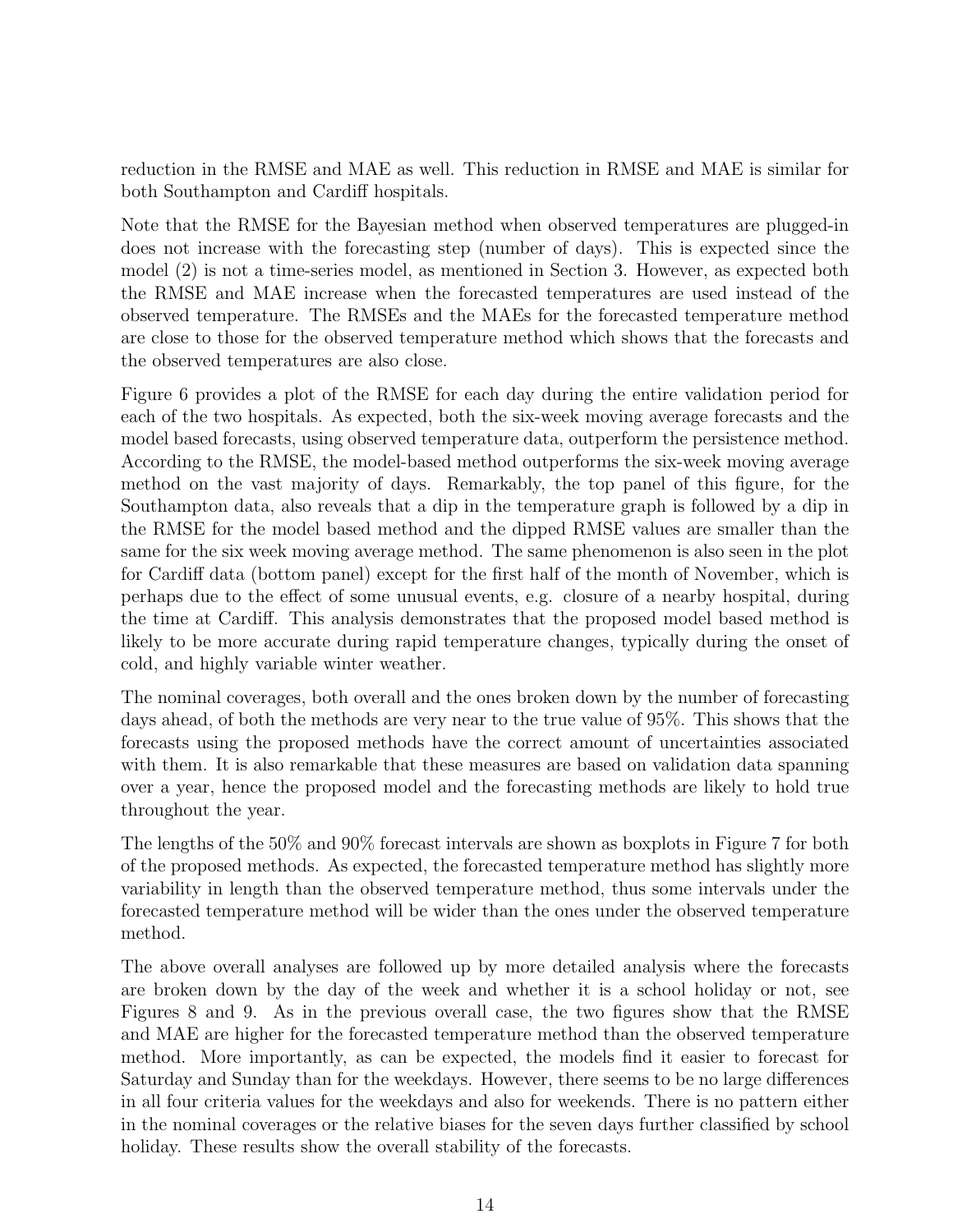reduction in the RMSE and MAE as well. This reduction in RMSE and MAE is similar for both Southampton and Cardiff hospitals.

Note that the RMSE for the Bayesian method when observed temperatures are plugged-in does not increase with the forecasting step (number of days). This is expected since the model (2) is not a time-series model, as mentioned in Section 3. However, as expected both the RMSE and MAE increase when the forecasted temperatures are used instead of the observed temperature. The RMSEs and the MAEs for the forecasted temperature method are close to those for the observed temperature method which shows that the forecasts and the observed temperatures are also close.

Figure 6 provides a plot of the RMSE for each day during the entire validation period for each of the two hospitals. As expected, both the six-week moving average forecasts and the model based forecasts, using observed temperature data, outperform the persistence method. According to the RMSE, the model-based method outperforms the six-week moving average method on the vast majority of days. Remarkably, the top panel of this figure, for the Southampton data, also reveals that a dip in the temperature graph is followed by a dip in the RMSE for the model based method and the dipped RMSE values are smaller than the same for the six week moving average method. The same phenomenon is also seen in the plot for Cardiff data (bottom panel) except for the first half of the month of November, which is perhaps due to the effect of some unusual events, e.g. closure of a nearby hospital, during the time at Cardiff. This analysis demonstrates that the proposed model based method is likely to be more accurate during rapid temperature changes, typically during the onset of cold, and highly variable winter weather.

The nominal coverages, both overall and the ones broken down by the number of forecasting days ahead, of both the methods are very near to the true value of 95%. This shows that the forecasts using the proposed methods have the correct amount of uncertainties associated with them. It is also remarkable that these measures are based on validation data spanning over a year, hence the proposed model and the forecasting methods are likely to hold true throughout the year.

The lengths of the 50% and 90% forecast intervals are shown as boxplots in Figure 7 for both of the proposed methods. As expected, the forecasted temperature method has slightly more variability in length than the observed temperature method, thus some intervals under the forecasted temperature method will be wider than the ones under the observed temperature method.

The above overall analyses are followed up by more detailed analysis where the forecasts are broken down by the day of the week and whether it is a school holiday or not, see Figures 8 and 9. As in the previous overall case, the two figures show that the RMSE and MAE are higher for the forecasted temperature method than the observed temperature method. More importantly, as can be expected, the models find it easier to forecast for Saturday and Sunday than for the weekdays. However, there seems to be no large differences in all four criteria values for the weekdays and also for weekends. There is no pattern either in the nominal coverages or the relative biases for the seven days further classified by school holiday. These results show the overall stability of the forecasts.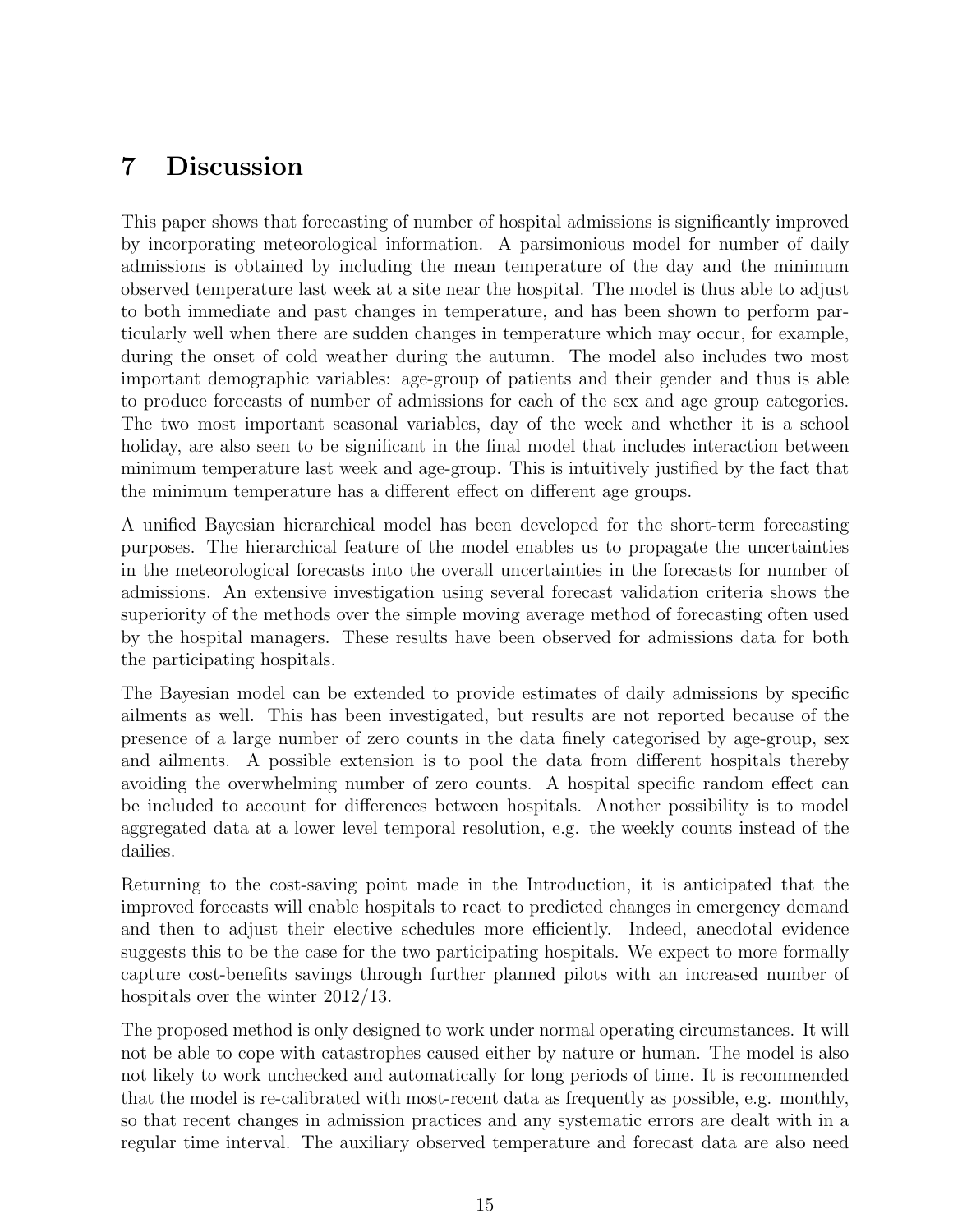# 7 Discussion

This paper shows that forecasting of number of hospital admissions is significantly improved by incorporating meteorological information. A parsimonious model for number of daily admissions is obtained by including the mean temperature of the day and the minimum observed temperature last week at a site near the hospital. The model is thus able to adjust to both immediate and past changes in temperature, and has been shown to perform particularly well when there are sudden changes in temperature which may occur, for example, during the onset of cold weather during the autumn. The model also includes two most important demographic variables: age-group of patients and their gender and thus is able to produce forecasts of number of admissions for each of the sex and age group categories. The two most important seasonal variables, day of the week and whether it is a school holiday, are also seen to be significant in the final model that includes interaction between minimum temperature last week and age-group. This is intuitively justified by the fact that the minimum temperature has a different effect on different age groups.

A unified Bayesian hierarchical model has been developed for the short-term forecasting purposes. The hierarchical feature of the model enables us to propagate the uncertainties in the meteorological forecasts into the overall uncertainties in the forecasts for number of admissions. An extensive investigation using several forecast validation criteria shows the superiority of the methods over the simple moving average method of forecasting often used by the hospital managers. These results have been observed for admissions data for both the participating hospitals.

The Bayesian model can be extended to provide estimates of daily admissions by specific ailments as well. This has been investigated, but results are not reported because of the presence of a large number of zero counts in the data finely categorised by age-group, sex and ailments. A possible extension is to pool the data from different hospitals thereby avoiding the overwhelming number of zero counts. A hospital specific random effect can be included to account for differences between hospitals. Another possibility is to model aggregated data at a lower level temporal resolution, e.g. the weekly counts instead of the dailies.

Returning to the cost-saving point made in the Introduction, it is anticipated that the improved forecasts will enable hospitals to react to predicted changes in emergency demand and then to adjust their elective schedules more efficiently. Indeed, anecdotal evidence suggests this to be the case for the two participating hospitals. We expect to more formally capture cost-benefits savings through further planned pilots with an increased number of hospitals over the winter 2012/13.

The proposed method is only designed to work under normal operating circumstances. It will not be able to cope with catastrophes caused either by nature or human. The model is also not likely to work unchecked and automatically for long periods of time. It is recommended that the model is re-calibrated with most-recent data as frequently as possible, e.g. monthly, so that recent changes in admission practices and any systematic errors are dealt with in a regular time interval. The auxiliary observed temperature and forecast data are also need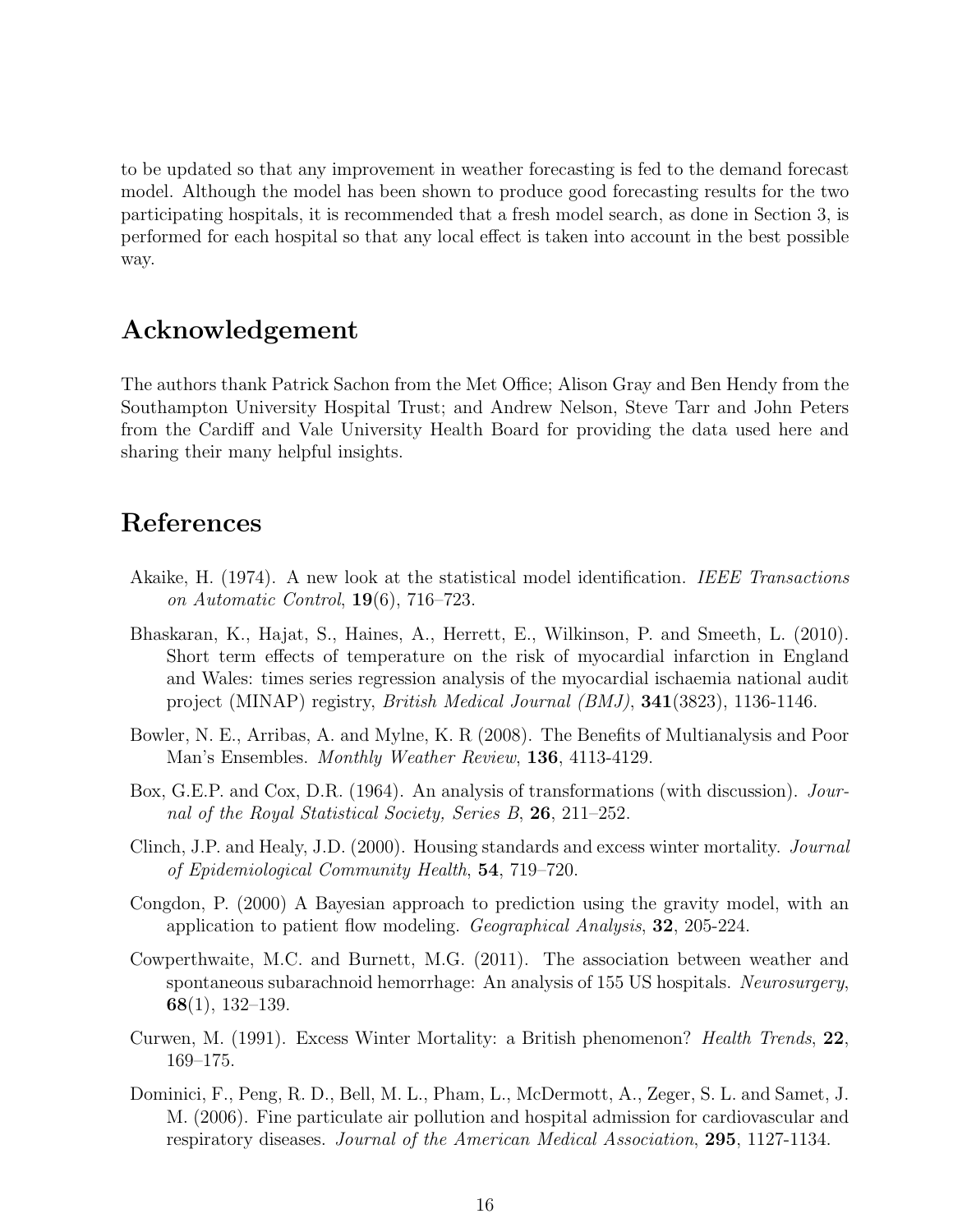to be updated so that any improvement in weather forecasting is fed to the demand forecast model. Although the model has been shown to produce good forecasting results for the two participating hospitals, it is recommended that a fresh model search, as done in Section 3, is performed for each hospital so that any local effect is taken into account in the best possible way.

## Acknowledgement

The authors thank Patrick Sachon from the Met Office; Alison Gray and Ben Hendy from the Southampton University Hospital Trust; and Andrew Nelson, Steve Tarr and John Peters from the Cardiff and Vale University Health Board for providing the data used here and sharing their many helpful insights.

## References

Akaike, H. (1974). A new look at the statistical model identification. *IEEE Transactions on Automatic Control*, **19**(6), 716–723.

Bhaskaran, K., Hajat, S., Haines, A., Herrett, E., Wilkinson, P. and Smeeth, L. (2010). Short term effects of temperature on the risk of myocardial infarction in England and Wales: times series regression analysis of the myocardial ischaemia national audit project (MINAP) registry, *British Medical Journal (BMJ)*, **341**(3823), 1136-1146.

Bowler, N. E., Arribas, A. and Mylne, K. R (2008). The Benefits of Multianalysis and Poor Man's Ensembles. *Monthly Weather Review*, **136**, 4113-4129.

Box, G.E.P. and Cox, D.R. (1964). An analysis of transformations (with discussion). *Journal of the Royal Statistical Society, Series B*, **26**, 211–252.

Clinch, J.P. and Healy, J.D. (2000). Housing standards and excess winter mortality. *Journal of Epidemiological Community Health*, **54**, 719–720.

Congdon, P. (2000) A Bayesian approach to prediction using the gravity model, with an application to patient flow modeling. *Geographical Analysis*, **32**, 205-224.

Cowperthwaite, M.C. and Burnett, M.G. (2011). The association between weather and spontaneous subarachnoid hemorrhage: An analysis of 155 US hospitals. *Neurosurgery*, **68**(1), 132–139.

Curwen, M. (1991). Excess Winter Mortality: a British phenomenon? *Health Trends*, **22**, 169–175.

Dominici, F., Peng, R. D., Bell, M. L., Pham, L., McDermott, A., Zeger, S. L. and Samet, J. M. (2006). Fine particulate air pollution and hospital admission for cardiovascular and respiratory diseases. *Journal of the American Medical Association*, **295**, 1127-1134.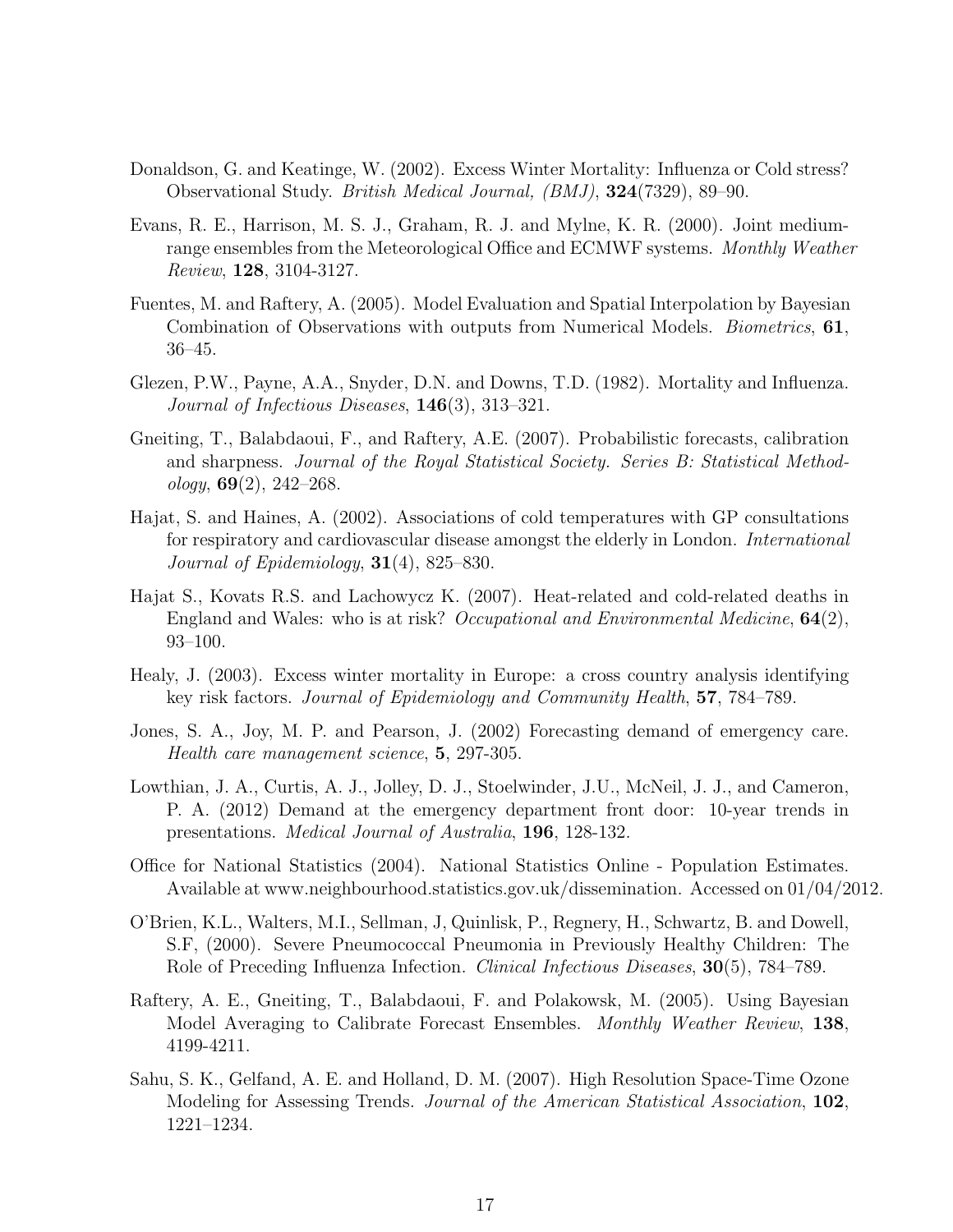Donaldson, G. and Keatinge, W. (2002). Excess Winter Mortality: Influenza or Cold stress? Observational Study. *British Medical Journal, (BMJ)*, **324**(7329), 89–90.

Evans, R. E., Harrison, M. S. J., Graham, R. J. and Mylne, K. R. (2000). Joint medium-range ensembles from the Meteorological Office and ECMWF systems. *Monthly Weather Review*, **128**, 3104-3127.

Fuentes, M. and Raftery, A. (2005). Model Evaluation and Spatial Interpolation by Bayesian Combination of Observations with outputs from Numerical Models. *Biometrics*, **61**, 36–45.

Glezen, P.W., Payne, A.A., Snyder, D.N. and Downs, T.D. (1982). Mortality and Influenza. *Journal of Infectious Diseases*, **146**(3), 313–321.

Gneiting, T., Balabdaoui, F., and Raftery, A.E. (2007). Probabilistic forecasts, calibration and sharpness. *Journal of the Royal Statistical Society. Series B: Statistical Methodology*, **69**(2), 242–268.

Hajat, S. and Haines, A. (2002). Associations of cold temperatures with GP consultations for respiratory and cardiovascular disease amongst the elderly in London. *International Journal of Epidemiology*, **31**(4), 825–830.

Hajat S., Kovats R.S. and Lachowycz K. (2007). Heat-related and cold-related deaths in England and Wales: who is at risk? *Occupational and Environmental Medicine*, **64**(2), 93–100.

Healy, J. (2003). Excess winter mortality in Europe: a cross country analysis identifying key risk factors. *Journal of Epidemiology and Community Health*, **57**, 784–789.

Jones, S. A., Joy, M. P. and Pearson, J. (2002) Forecasting demand of emergency care. *Health care management science*, **5**, 297-305.

Lowthian, J. A., Curtis, A. J., Jolley, D. J., Stoelwinder, J.U., McNeil, J. J., and Cameron, P. A. (2012) Demand at the emergency department front door: 10-year trends in presentations. *Medical Journal of Australia*, **196**, 128-132.

Office for National Statistics (2004). National Statistics Online - Population Estimates. Available at www.neighbourhood.statistics.gov.uk/dissemination. Accessed on 01/04/2012.

O'Brien, K.L., Walters, M.I., Sellman, J, Quinlisk, P., Regnery, H., Schwartz, B. and Dowell, S.F, (2000). Severe Pneumococcal Pneumonia in Previously Healthy Children: The Role of Preceding Influenza Infection. *Clinical Infectious Diseases*, **30**(5), 784–789.

Raftery, A. E., Gneiting, T., Balabdaoui, F. and Polakowsk, M. (2005). Using Bayesian Model Averaging to Calibrate Forecast Ensembles. *Monthly Weather Review*, **138**, 4199-4211.

Sahu, S. K., Gelfand, A. E. and Holland, D. M. (2007). High Resolution Space-Time Ozone Modeling for Assessing Trends. *Journal of the American Statistical Association*, **102**, 1221–1234.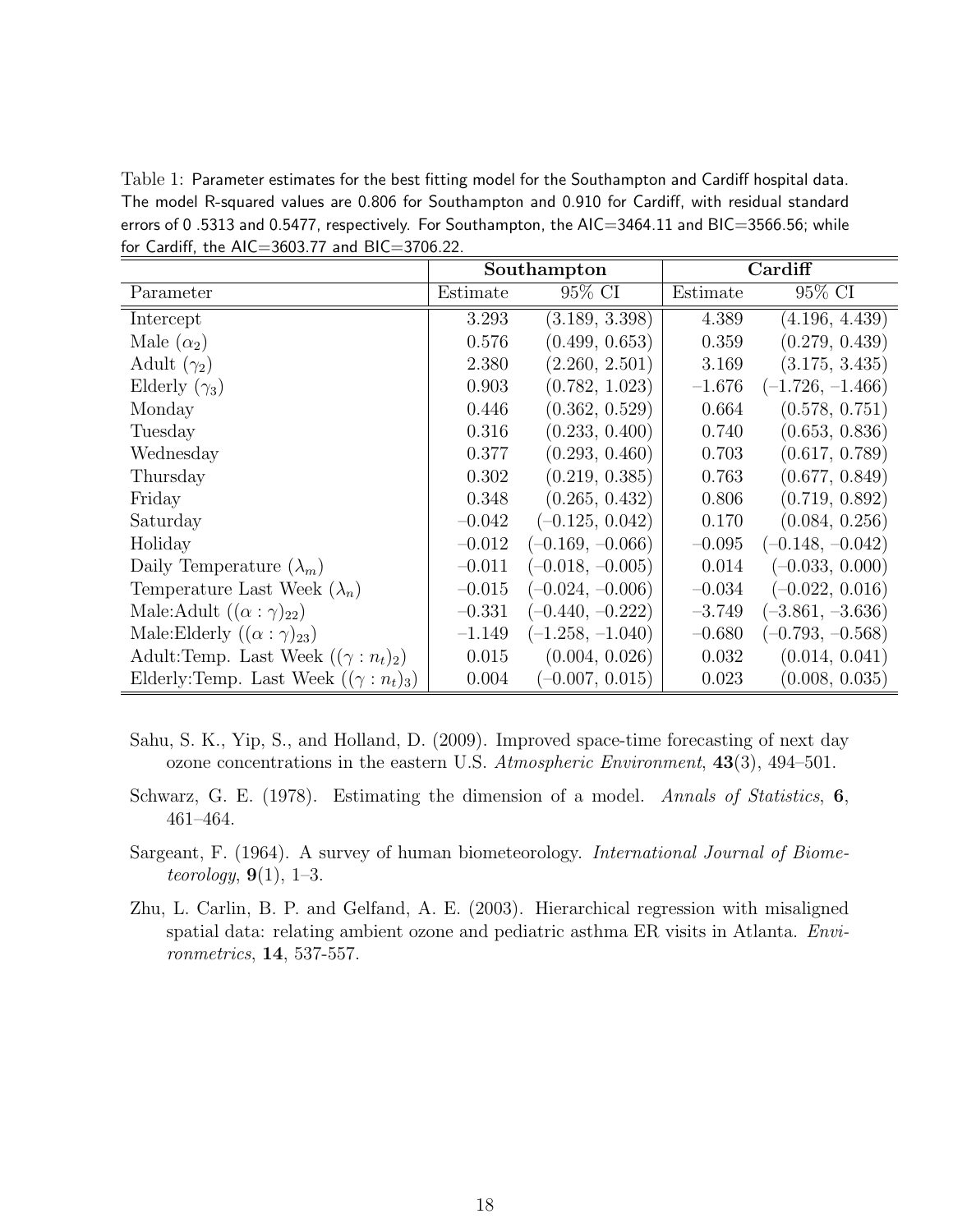Table 1: Parameter estimates for the best fitting model for the Southampton and Cardiff hospital data. The model R-squared values are 0.806 for Southampton and 0.910 for Cardiff, with residual standard errors of 0 .5313 and 0.5477, respectively. For Southampton, the AIC=3464.11 and BIC=3566.56; while for Cardiff, the AIC=3603.77 and BIC=3706.22.

| | **Southampton** | | **Cardiff** | |
|---|---|---|---|---|
| Parameter | Estimate | 95% CI | Estimate | 95% CI |
| Intercept | 3.293 | (3.189, 3.398) | 4.389 | (4.196, 4.439) |
| Male ($\alpha_2$) | 0.576 | (0.499, 0.653) | 0.359 | (0.279, 0.439) |
| Adult ($\gamma_2$) | 2.380 | (2.260, 2.501) | 3.169 | (3.175, 3.435) |
| Elderly ($\gamma_3$) | 0.903 | (0.782, 1.023) | −1.676 | (−1.726, −1.466) |
| Monday | 0.446 | (0.362, 0.529) | 0.664 | (0.578, 0.751) |
| Tuesday | 0.316 | (0.233, 0.400) | 0.740 | (0.653, 0.836) |
| Wednesday | 0.377 | (0.293, 0.460) | 0.703 | (0.617, 0.789) |
| Thursday | 0.302 | (0.219, 0.385) | 0.763 | (0.677, 0.849) |
| Friday | 0.348 | (0.265, 0.432) | 0.806 | (0.719, 0.892) |
| Saturday | −0.042 | (−0.125, 0.042) | 0.170 | (0.084, 0.256) |
| Holiday | −0.012 | (−0.169, −0.066) | −0.095 | (−0.148, −0.042) |
| Daily Temperature ($\lambda_m$) | −0.011 | (−0.018, −0.005) | 0.014 | (−0.033, 0.000) |
| Temperature Last Week ($\lambda_n$) | −0.015 | (−0.024, −0.006) | −0.034 | (−0.022, 0.016) |
| Male:Adult ($(\alpha:\gamma)_{22}$) | −0.331 | (−0.440, −0.222) | −3.749 | (−3.861, −3.636) |
| Male:Elderly ($(\alpha:\gamma)_{23}$) | −1.149 | (−1.258, −1.040) | −0.680 | (−0.793, −0.568) |
| Adult:Temp. Last Week ($(\gamma:n_t)_2$) | 0.015 | (0.004, 0.026) | 0.032 | (0.014, 0.041) |
| Elderly:Temp. Last Week ($(\gamma:n_t)_3$) | 0.004 | (−0.007, 0.015) | 0.023 | (0.008, 0.035) |

Sahu, S. K., Yip, S., and Holland, D. (2009). Improved space-time forecasting of next day ozone concentrations in the eastern U.S. *Atmospheric Environment*, **43**(3), 494–501.

Schwarz, G. E. (1978). Estimating the dimension of a model. *Annals of Statistics*, **6**, 461–464.

Sargeant, F. (1964). A survey of human biometeorology. *International Journal of Biometeorology*, **9**(1), 1–3.

Zhu, L. Carlin, B. P. and Gelfand, A. E. (2003). Hierarchical regression with misaligned spatial data: relating ambient ozone and pediatric asthma ER visits in Atlanta. *Environmetrics*, **14**, 537-557.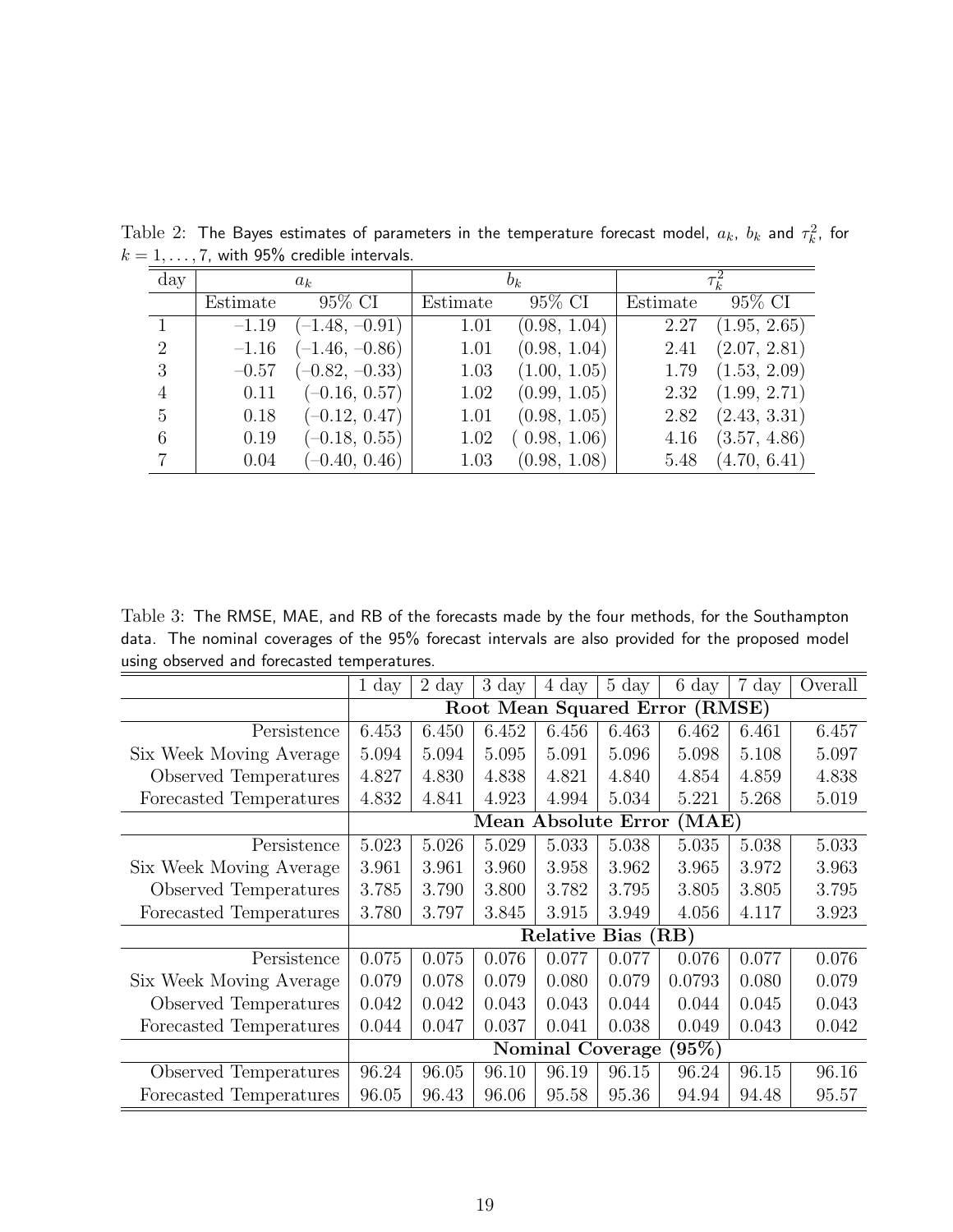Table 2: The Bayes estimates of parameters in the temperature forecast model, $a_k$, $b_k$ and $\tau_k^2$, for $k = 1, \ldots, 7$, with 95% credible intervals.

| day | $a_k$ | | $b_k$ | | $\tau_k^2$ | |
|---|---|---|---|---|---|---|
| | Estimate | 95% CI | Estimate | 95% CI | Estimate | 95% CI |
| 1 | −1.19 | (−1.48, −0.91) | 1.01 | (0.98, 1.04) | 2.27 | (1.95, 2.65) |
| 2 | −1.16 | (−1.46, −0.86) | 1.01 | (0.98, 1.04) | 2.41 | (2.07, 2.81) |
| 3 | −0.57 | (−0.82, −0.33) | 1.03 | (1.00, 1.05) | 1.79 | (1.53, 2.09) |
| 4 | 0.11 | (−0.16, 0.57) | 1.02 | (0.99, 1.05) | 2.32 | (1.99, 2.71) |
| 5 | 0.18 | (−0.12, 0.47) | 1.01 | (0.98, 1.05) | 2.82 | (2.43, 3.31) |
| 6 | 0.19 | (−0.18, 0.55) | 1.02 | ( 0.98, 1.06) | 4.16 | (3.57, 4.86) |
| 7 | 0.04 | (−0.40, 0.46) | 1.03 | (0.98, 1.08) | 5.48 | (4.70, 6.41) |

Table 3: The RMSE, MAE, and RB of the forecasts made by the four methods, for the Southampton data. The nominal coverages of the 95% forecast intervals are also provided for the proposed model using observed and forecasted temperatures.

| | 1 day | 2 day | 3 day | 4 day | 5 day | 6 day | 7 day | Overall |
|---|---|---|---|---|---|---|---|---|
| | **Root Mean Squared Error (RMSE)** | | | | | | | |
| Persistence | 6.453 | 6.450 | 6.452 | 6.456 | 6.463 | 6.462 | 6.461 | 6.457 |
| Six Week Moving Average | 5.094 | 5.094 | 5.095 | 5.091 | 5.096 | 5.098 | 5.108 | 5.097 |
| Observed Temperatures | 4.827 | 4.830 | 4.838 | 4.821 | 4.840 | 4.854 | 4.859 | 4.838 |
| Forecasted Temperatures | 4.832 | 4.841 | 4.923 | 4.994 | 5.034 | 5.221 | 5.268 | 5.019 |
| | **Mean Absolute Error (MAE)** | | | | | | | |
| Persistence | 5.023 | 5.026 | 5.029 | 5.033 | 5.038 | 5.035 | 5.038 | 5.033 |
| Six Week Moving Average | 3.961 | 3.961 | 3.960 | 3.958 | 3.962 | 3.965 | 3.972 | 3.963 |
| Observed Temperatures | 3.785 | 3.790 | 3.800 | 3.782 | 3.795 | 3.805 | 3.805 | 3.795 |
| Forecasted Temperatures | 3.780 | 3.797 | 3.845 | 3.915 | 3.949 | 4.056 | 4.117 | 3.923 |
| | **Relative Bias (RB)** | | | | | | | |
| Persistence | 0.075 | 0.075 | 0.076 | 0.077 | 0.077 | 0.076 | 0.077 | 0.076 |
| Six Week Moving Average | 0.079 | 0.078 | 0.079 | 0.080 | 0.079 | 0.0793 | 0.080 | 0.079 |
| Observed Temperatures | 0.042 | 0.042 | 0.043 | 0.043 | 0.044 | 0.044 | 0.045 | 0.043 |
| Forecasted Temperatures | 0.044 | 0.047 | 0.037 | 0.041 | 0.038 | 0.049 | 0.043 | 0.042 |
| | **Nominal Coverage (95%)** | | | | | | | |
| Observed Temperatures | 96.24 | 96.05 | 96.10 | 96.19 | 96.15 | 96.24 | 96.15 | 96.16 |
| Forecasted Temperatures | 96.05 | 96.43 | 96.06 | 95.58 | 95.36 | 94.94 | 94.48 | 95.57 |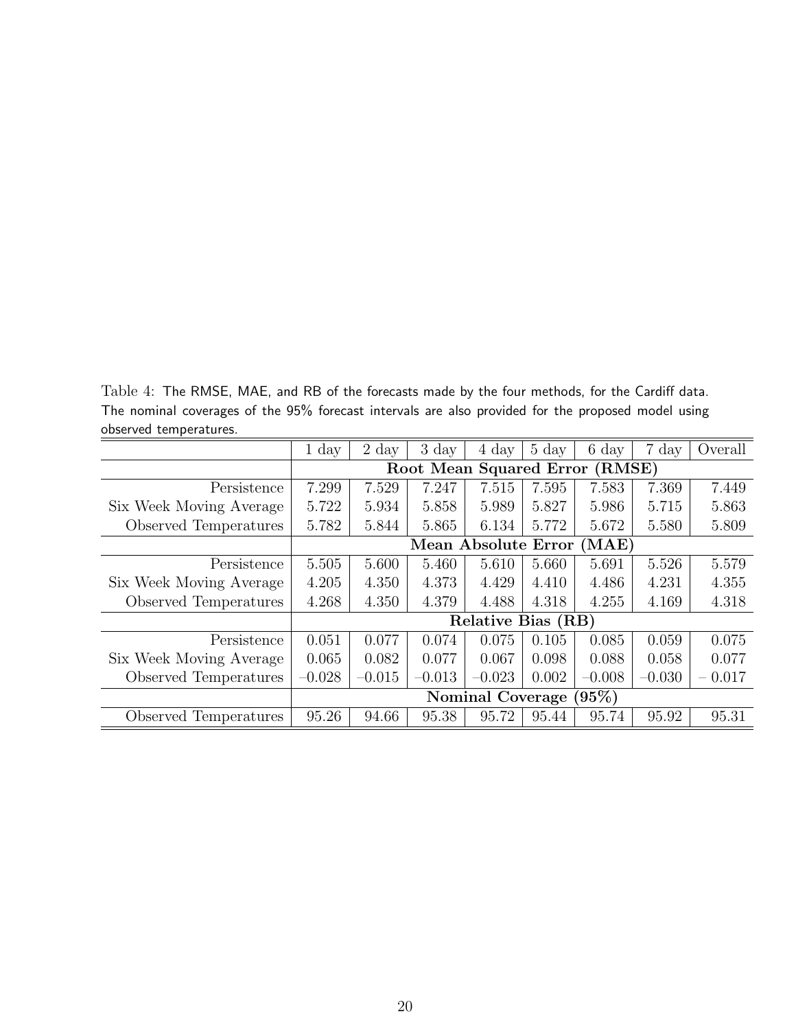Table 4: The RMSE, MAE, and RB of the forecasts made by the four methods, for the Cardiff data. The nominal coverages of the 95% forecast intervals are also provided for the proposed model using observed temperatures.

| | 1 day | 2 day | 3 day | 4 day | 5 day | 6 day | 7 day | Overall |
|---|---|---|---|---|---|---|---|---|
| | **Root Mean Squared Error (RMSE)** | | | | | | | |
| Persistence | 7.299 | 7.529 | 7.247 | 7.515 | 7.595 | 7.583 | 7.369 | 7.449 |
| Six Week Moving Average | 5.722 | 5.934 | 5.858 | 5.989 | 5.827 | 5.986 | 5.715 | 5.863 |
| Observed Temperatures | 5.782 | 5.844 | 5.865 | 6.134 | 5.772 | 5.672 | 5.580 | 5.809 |
| | **Mean Absolute Error (MAE)** | | | | | | | |
| Persistence | 5.505 | 5.600 | 5.460 | 5.610 | 5.660 | 5.691 | 5.526 | 5.579 |
| Six Week Moving Average | 4.205 | 4.350 | 4.373 | 4.429 | 4.410 | 4.486 | 4.231 | 4.355 |
| Observed Temperatures | 4.268 | 4.350 | 4.379 | 4.488 | 4.318 | 4.255 | 4.169 | 4.318 |
| | **Relative Bias (RB)** | | | | | | | |
| Persistence | 0.051 | 0.077 | 0.074 | 0.075 | 0.105 | 0.085 | 0.059 | 0.075 |
| Six Week Moving Average | 0.065 | 0.082 | 0.077 | 0.067 | 0.098 | 0.088 | 0.058 | 0.077 |
| Observed Temperatures | −0.028 | −0.015 | −0.013 | −0.023 | 0.002 | −0.008 | −0.030 | −0.017 |
| | **Nominal Coverage (95%)** | | | | | | | |
| Observed Temperatures | 95.26 | 94.66 | 95.38 | 95.72 | 95.44 | 95.74 | 95.92 | 95.31 |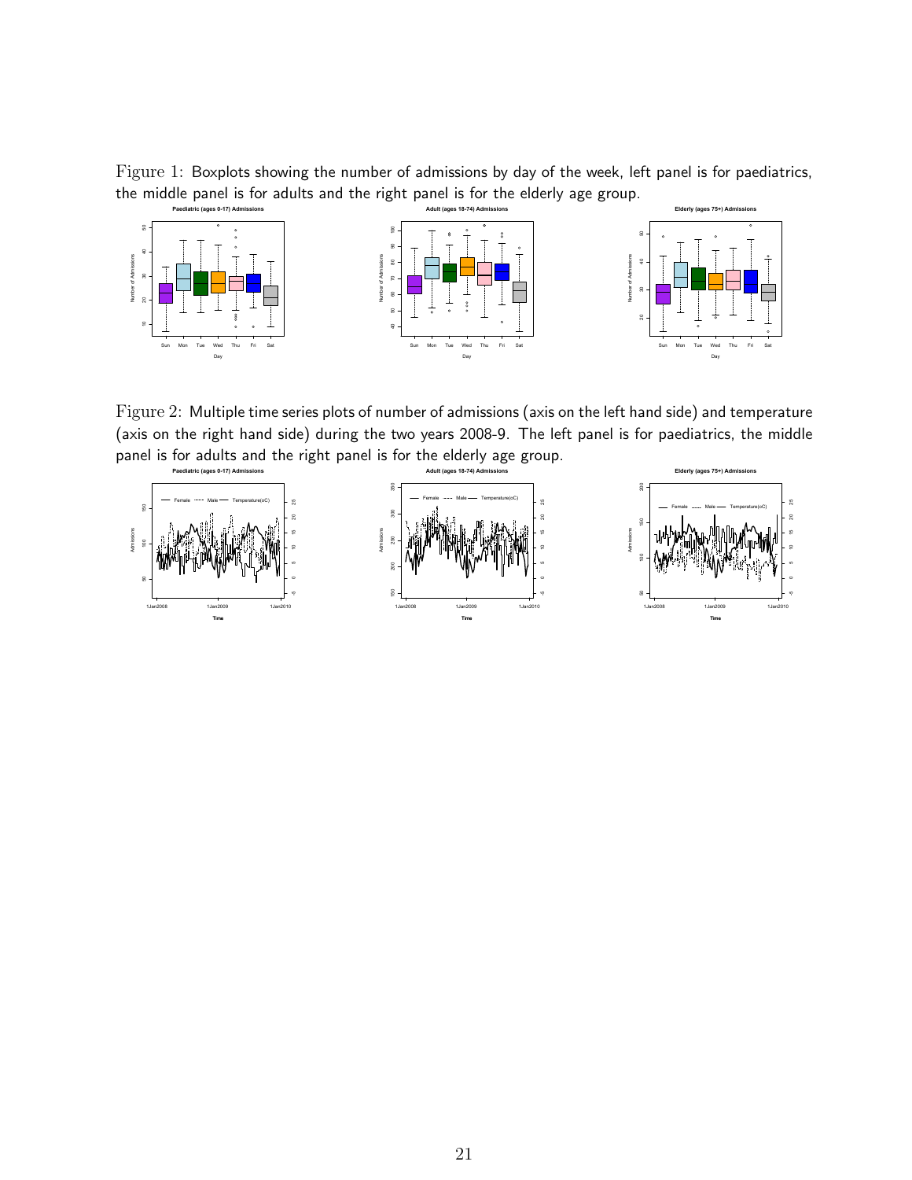Figure 1: Boxplots showing the number of admissions by day of the week, left panel is for paediatrics, the middle panel is for adults and the right panel is for the elderly age group.

Figure 2: Multiple time series plots of number of admissions (axis on the left hand side) and temperature (axis on the right hand side) during the two years 2008-9. The left panel is for paediatrics, the middle panel is for adults and the right panel is for the elderly age group.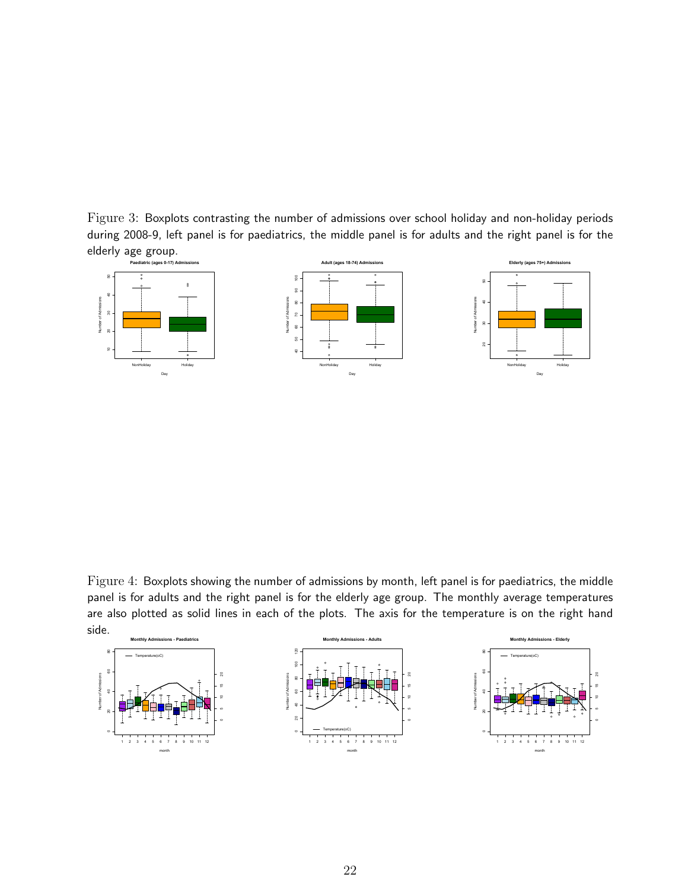Figure 3: Boxplots contrasting the number of admissions over school holiday and non-holiday periods during 2008-9, left panel is for paediatrics, the middle panel is for adults and the right panel is for the elderly age group.

Figure 4: Boxplots showing the number of admissions by month, left panel is for paediatrics, the middle panel is for adults and the right panel is for the elderly age group. The monthly average temperatures are also plotted as solid lines in each of the plots. The axis for the temperature is on the right hand side.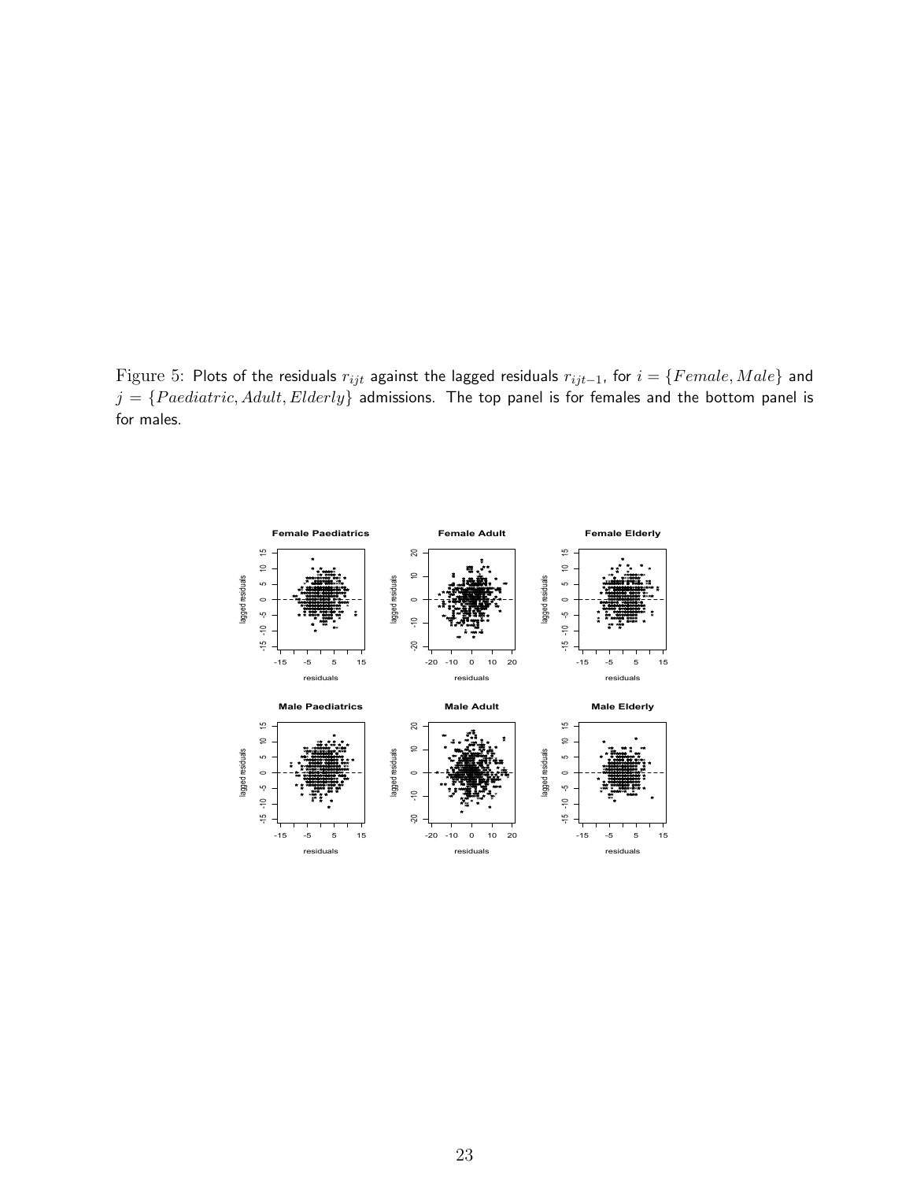Figure 5: Plots of the residuals $r_{ijt}$ against the lagged residuals $r_{ijt-1}$, for $i = \{Female, Male\}$ and $j = \{Paediatric, Adult, Elderly\}$ admissions. The top panel is for females and the bottom panel is for males.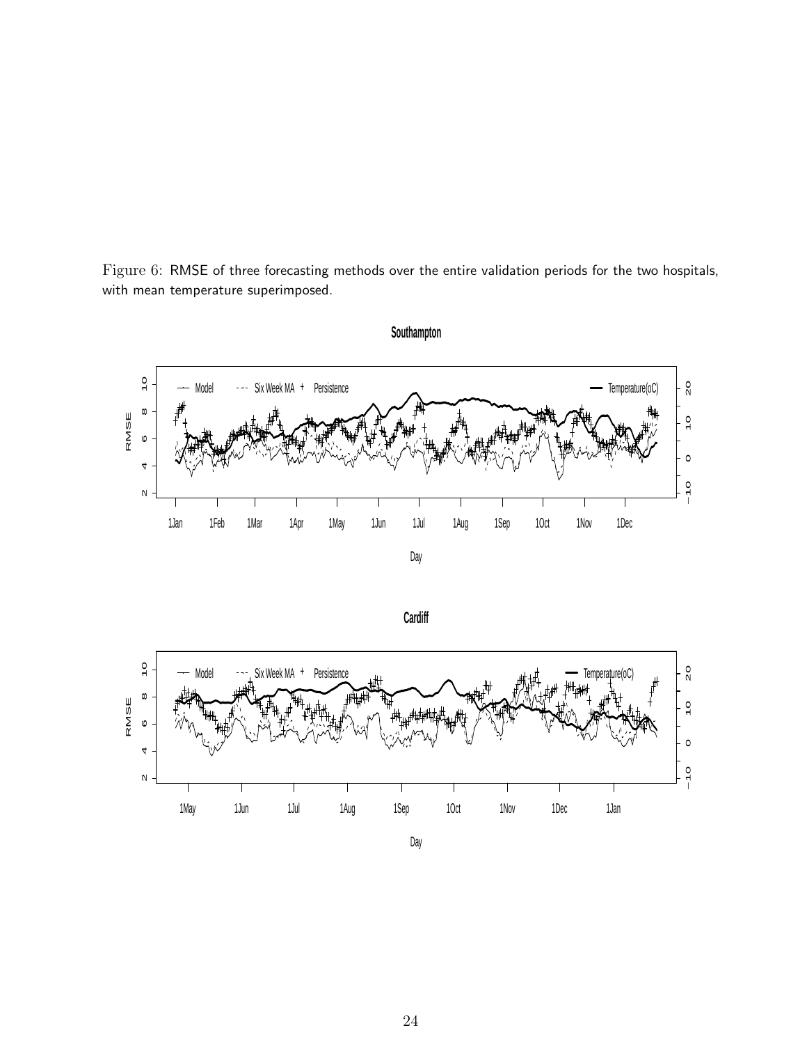Figure 6: RMSE of three forecasting methods over the entire validation periods for the two hospitals, with mean temperature superimposed.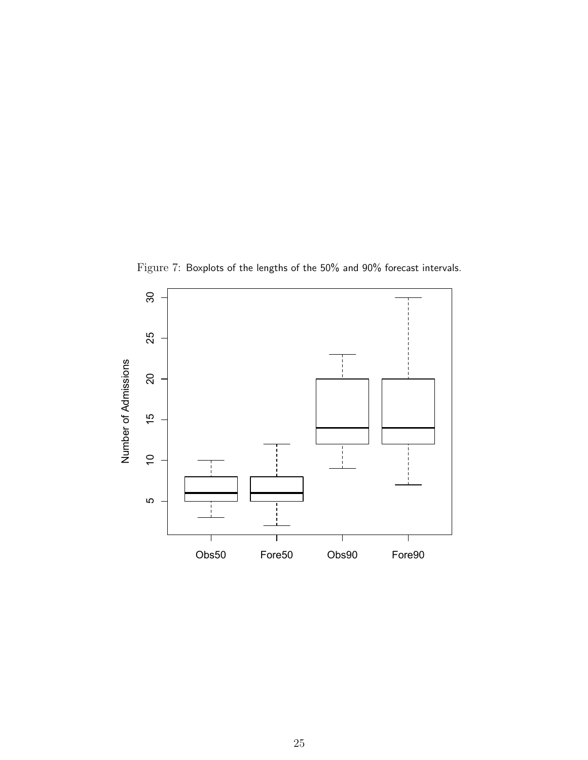Figure 7: Boxplots of the lengths of the 50% and 90% forecast intervals.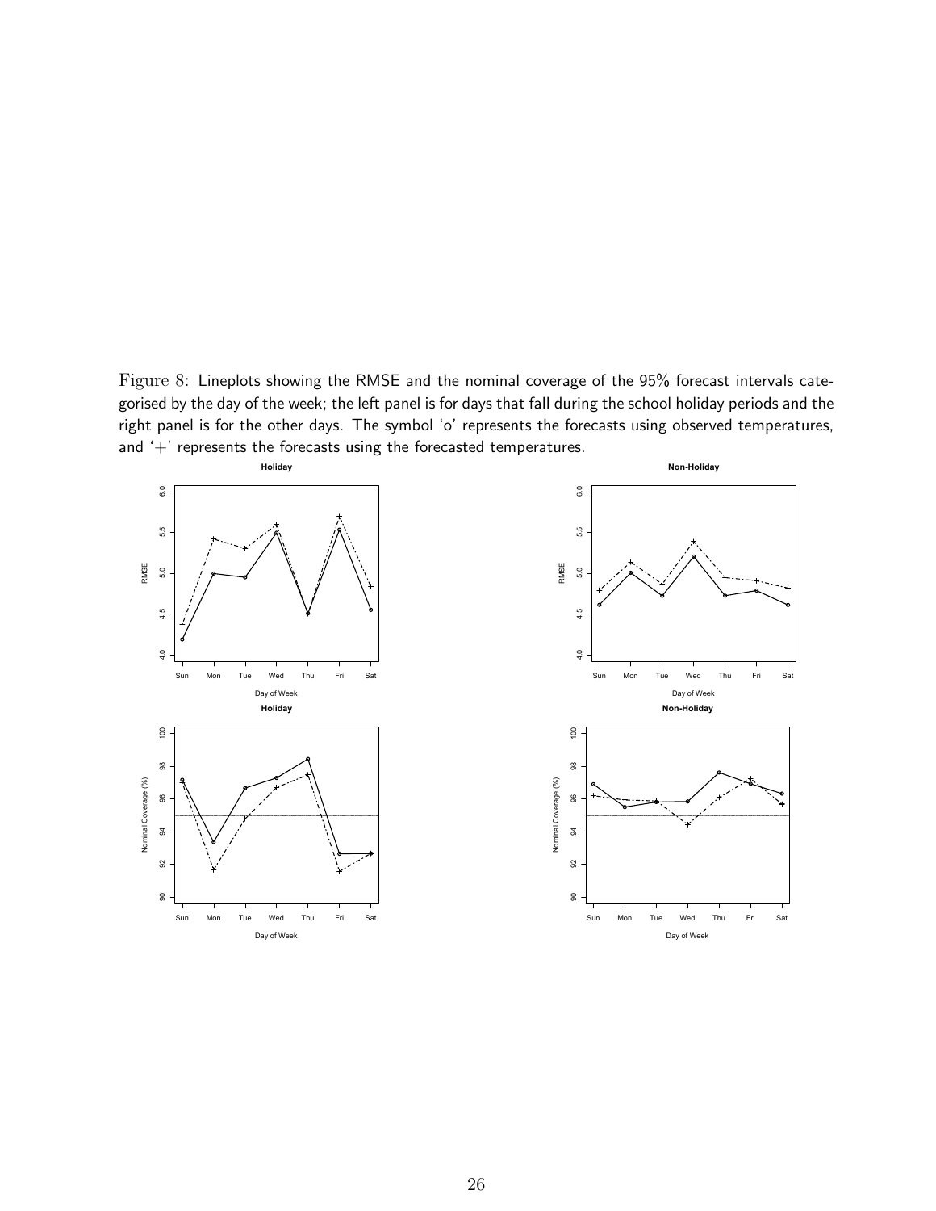Figure 8: Lineplots showing the RMSE and the nominal coverage of the 95% forecast intervals categorised by the day of the week; the left panel is for days that fall during the school holiday periods and the right panel is for the other days. The symbol 'o' represents the forecasts using observed temperatures, and '+' represents the forecasts using the forecasted temperatures.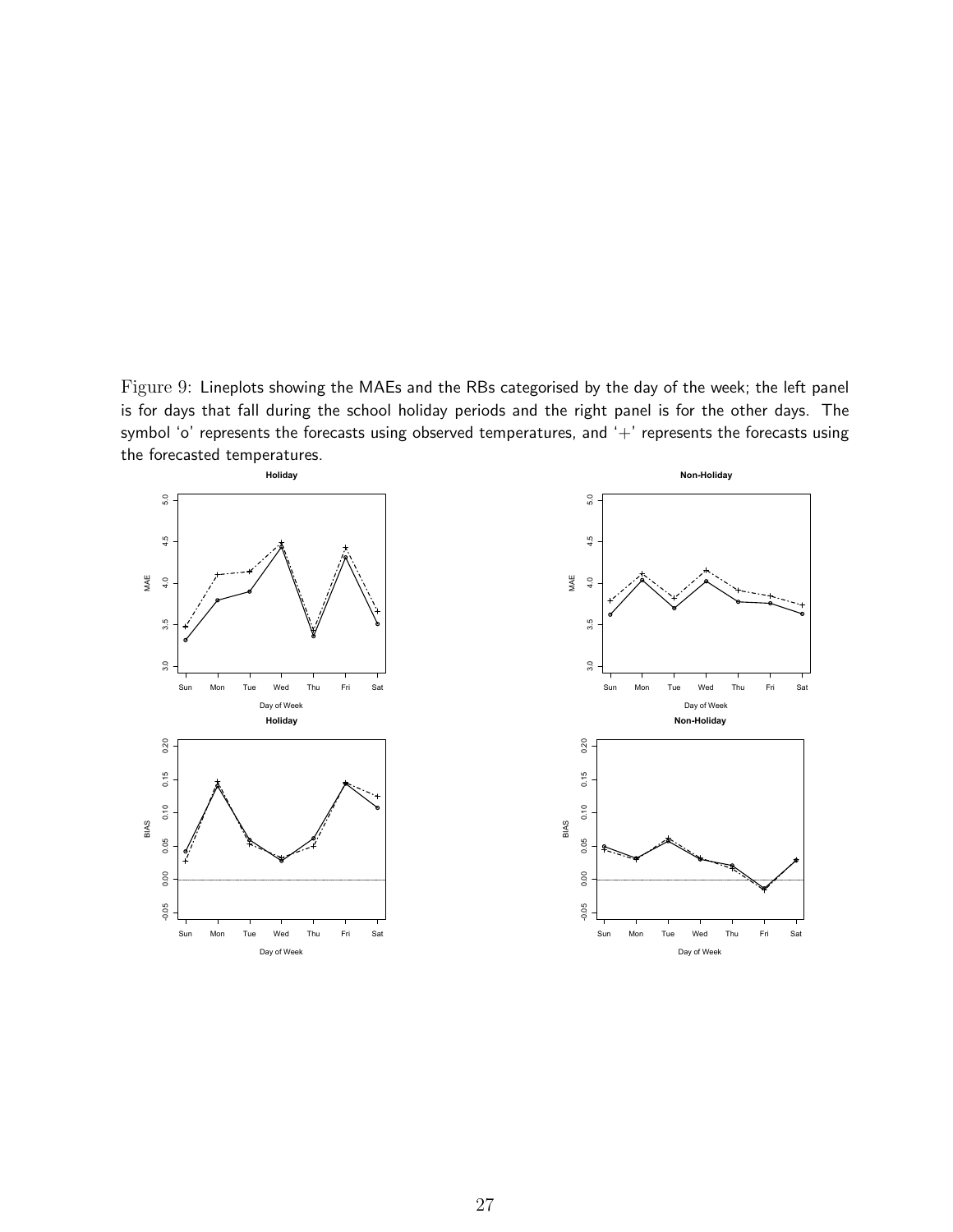Figure 9: Lineplots showing the MAEs and the RBs categorised by the day of the week; the left panel is for days that fall during the school holiday periods and the right panel is for the other days. The symbol 'o' represents the forecasts using observed temperatures, and '+' represents the forecasts using the forecasted temperatures.

Holiday

MAE

3.0
3.5
4.0
4.5
5.0

Sun Mon Tue Wed Thu Fri Sat

Day of Week

Non-Holiday

MAE

3.0
3.5
4.0
4.5
5.0

Sun Mon Tue Wed Thu Fri Sat

Day of Week

Holiday

BIAS

-0.05
0.00
0.05
0.10
0.15
0.20

Sun Mon Tue Wed Thu Fri Sat

Day of Week

Non-Holiday

BIAS

-0.05
0.00
0.05
0.10
0.15
0.20

Sun Mon Tue Wed Thu Fri Sat

Day of Week